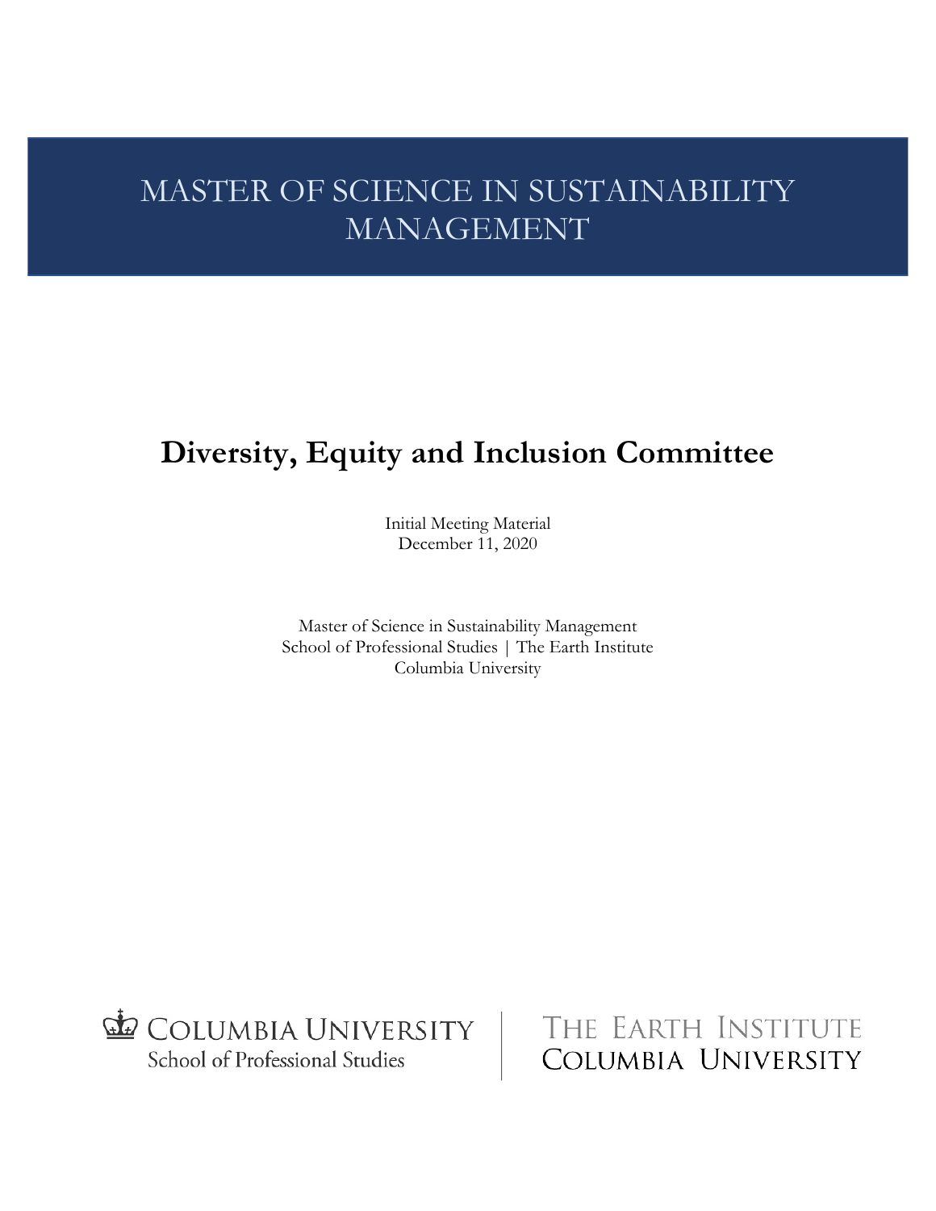# MASTER OF SCIENCE IN SUSTAINABILITY MANAGEMENT

## Diversity, Equity and Inclusion Committee

Initial Meeting Material
December 11, 2020

Master of Science in Sustainability Management
School of Professional Studies | The Earth Institute
Columbia University

Columbia University School of Professional Studies | The Earth Institute Columbia University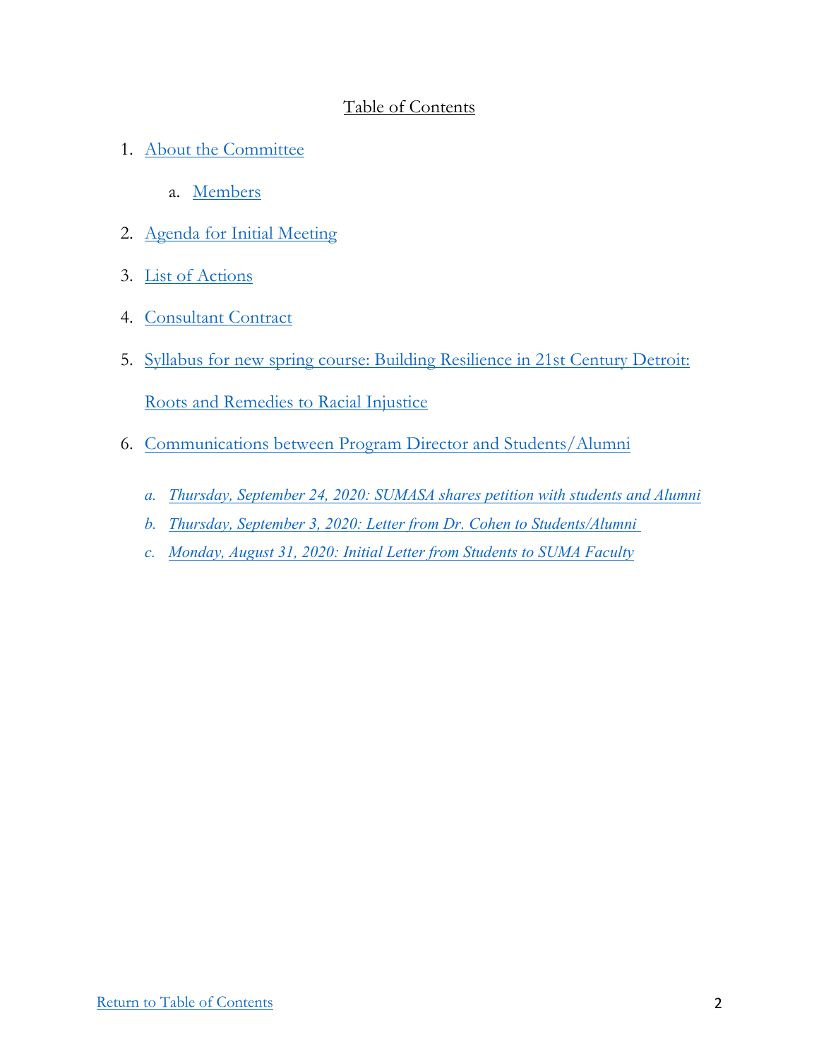# Table of Contents

1. About the Committee
   a. Members
2. Agenda for Initial Meeting
3. List of Actions
4. Consultant Contract
5. Syllabus for new spring course: Building Resilience in 21st Century Detroit: Roots and Remedies to Racial Injustice
6. Communications between Program Director and Students/Alumni
   a. *Thursday, September 24, 2020: SUMASA shares petition with students and Alumni*
   b. *Thursday, September 3, 2020: Letter from Dr. Cohen to Students/Alumni*
   c. *Monday, August 31, 2020: Initial Letter from Students to SUMA Faculty*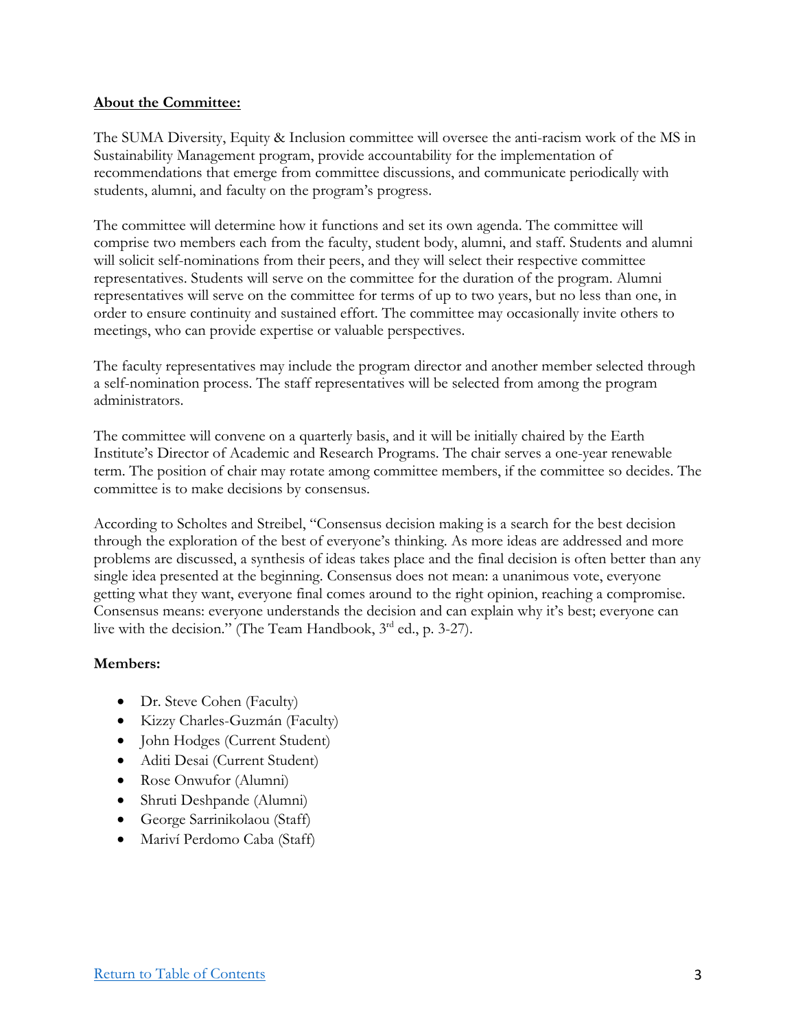**About the Committee:**

The SUMA Diversity, Equity & Inclusion committee will oversee the anti-racism work of the MS in Sustainability Management program, provide accountability for the implementation of recommendations that emerge from committee discussions, and communicate periodically with students, alumni, and faculty on the program's progress.

The committee will determine how it functions and set its own agenda. The committee will comprise two members each from the faculty, student body, alumni, and staff. Students and alumni will solicit self-nominations from their peers, and they will select their respective committee representatives. Students will serve on the committee for the duration of the program. Alumni representatives will serve on the committee for terms of up to two years, but no less than one, in order to ensure continuity and sustained effort. The committee may occasionally invite others to meetings, who can provide expertise or valuable perspectives.

The faculty representatives may include the program director and another member selected through a self-nomination process. The staff representatives will be selected from among the program administrators.

The committee will convene on a quarterly basis, and it will be initially chaired by the Earth Institute's Director of Academic and Research Programs. The chair serves a one-year renewable term. The position of chair may rotate among committee members, if the committee so decides. The committee is to make decisions by consensus.

According to Scholtes and Streibel, "Consensus decision making is a search for the best decision through the exploration of the best of everyone's thinking. As more ideas are addressed and more problems are discussed, a synthesis of ideas takes place and the final decision is often better than any single idea presented at the beginning. Consensus does not mean: a unanimous vote, everyone getting what they want, everyone final comes around to the right opinion, reaching a compromise. Consensus means: everyone understands the decision and can explain why it's best; everyone can live with the decision." (The Team Handbook, 3rd ed., p. 3-27).

**Members:**

- Dr. Steve Cohen (Faculty)
- Kizzy Charles-Guzmán (Faculty)
- John Hodges (Current Student)
- Aditi Desai (Current Student)
- Rose Onwufor (Alumni)
- Shruti Deshpande (Alumni)
- George Sarrinikolaou (Staff)
- Mariví Perdomo Caba (Staff)

Return to Table of Contents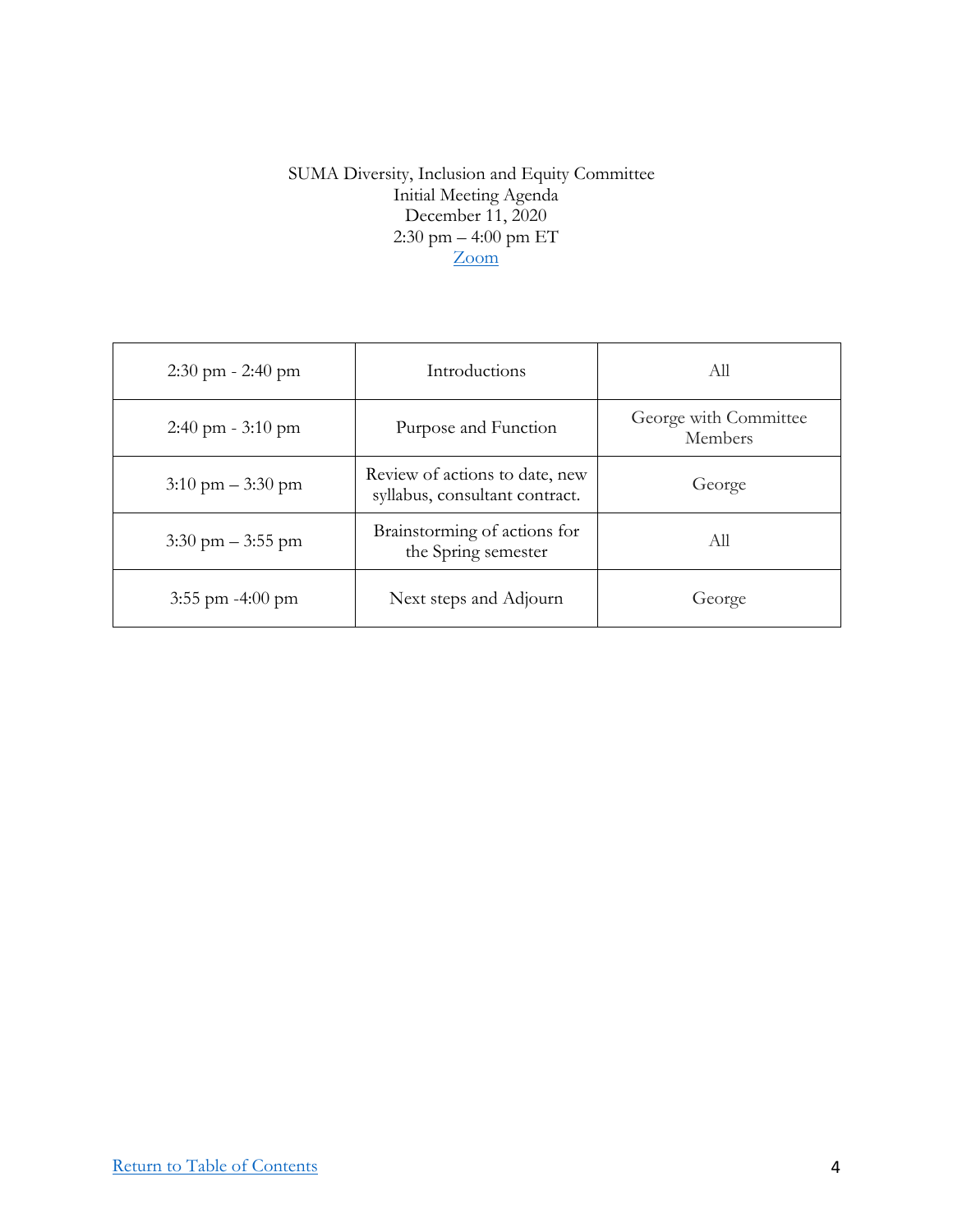SUMA Diversity, Inclusion and Equity Committee
Initial Meeting Agenda
December 11, 2020
2:30 pm – 4:00 pm ET
[Zoom]

| | | |
|---|---|---|
| 2:30 pm - 2:40 pm | Introductions | All |
| 2:40 pm - 3:10 pm | Purpose and Function | George with Committee Members |
| 3:10 pm – 3:30 pm | Review of actions to date, new syllabus, consultant contract. | George |
| 3:30 pm – 3:55 pm | Brainstorming of actions for the Spring semester | All |
| 3:55 pm -4:00 pm | Next steps and Adjourn | George |

[Return to Table of Contents]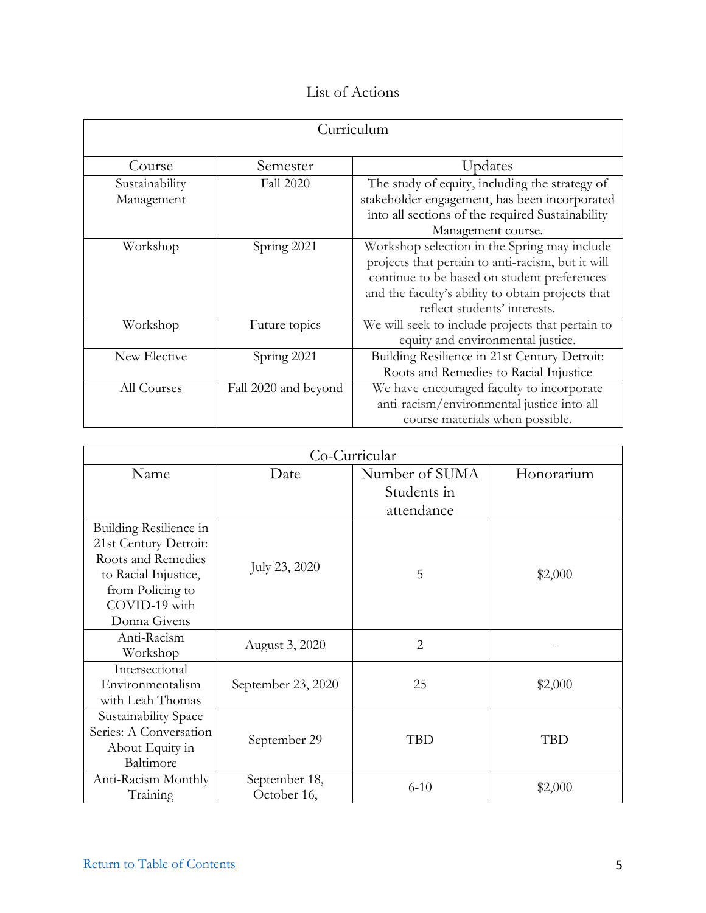# List of Actions

| Curriculum | | |
|---|---|---|
| Course | Semester | Updates |
| Sustainability Management | Fall 2020 | The study of equity, including the strategy of stakeholder engagement, has been incorporated into all sections of the required Sustainability Management course. |
| Workshop | Spring 2021 | Workshop selection in the Spring may include projects that pertain to anti-racism, but it will continue to be based on student preferences and the faculty's ability to obtain projects that reflect students' interests. |
| Workshop | Future topics | We will seek to include projects that pertain to equity and environmental justice. |
| New Elective | Spring 2021 | Building Resilience in 21st Century Detroit: Roots and Remedies to Racial Injustice |
| All Courses | Fall 2020 and beyond | We have encouraged faculty to incorporate anti-racism/environmental justice into all course materials when possible. |

| Co-Curricular | | | |
|---|---|---|---|
| Name | Date | Number of SUMA Students in attendance | Honorarium |
| Building Resilience in 21st Century Detroit: Roots and Remedies to Racial Injustice, from Policing to COVID-19 with Donna Givens | July 23, 2020 | 5 | $2,000 |
| Anti-Racism Workshop | August 3, 2020 | 2 | - |
| Intersectional Environmentalism with Leah Thomas | September 23, 2020 | 25 | $2,000 |
| Sustainability Space Series: A Conversation About Equity in Baltimore | September 29 | TBD | TBD |
| Anti-Racism Monthly Training | September 18, October 16, | 6-10 | $2,000 |

[Return to Table of Contents]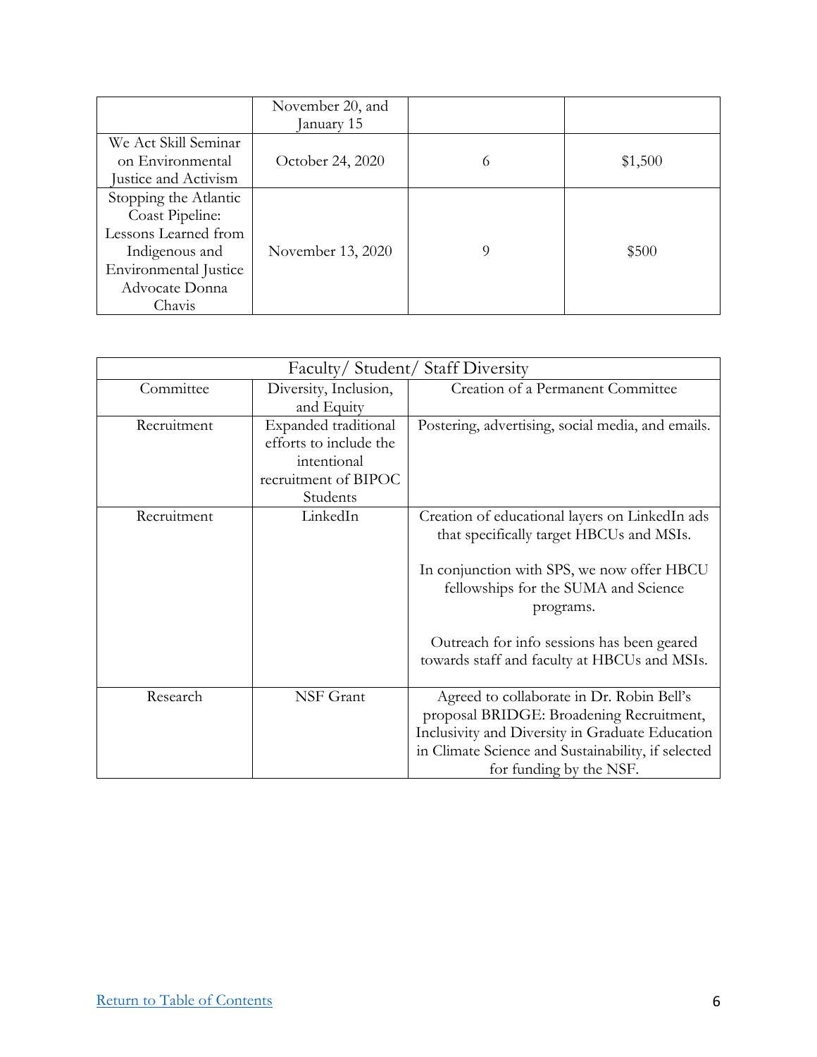| | November 20, and January 15 | | |
|---|---|---|---|
| We Act Skill Seminar on Environmental Justice and Activism | October 24, 2020 | 6 | $1,500 |
| Stopping the Atlantic Coast Pipeline: Lessons Learned from Indigenous and Environmental Justice Advocate Donna Chavis | November 13, 2020 | 9 | $500 |

| Faculty/ Student/ Staff Diversity | | |
|---|---|---|
| Committee | Diversity, Inclusion, and Equity | Creation of a Permanent Committee |
| Recruitment | Expanded traditional efforts to include the intentional recruitment of BIPOC Students | Postering, advertising, social media, and emails. |
| Recruitment | LinkedIn | Creation of educational layers on LinkedIn ads that specifically target HBCUs and MSIs.<br><br>In conjunction with SPS, we now offer HBCU fellowships for the SUMA and Science programs.<br><br>Outreach for info sessions has been geared towards staff and faculty at HBCUs and MSIs. |
| Research | NSF Grant | Agreed to collaborate in Dr. Robin Bell's proposal BRIDGE: Broadening Recruitment, Inclusivity and Diversity in Graduate Education in Climate Science and Sustainability, if selected for funding by the NSF. |

Return to Table of Contents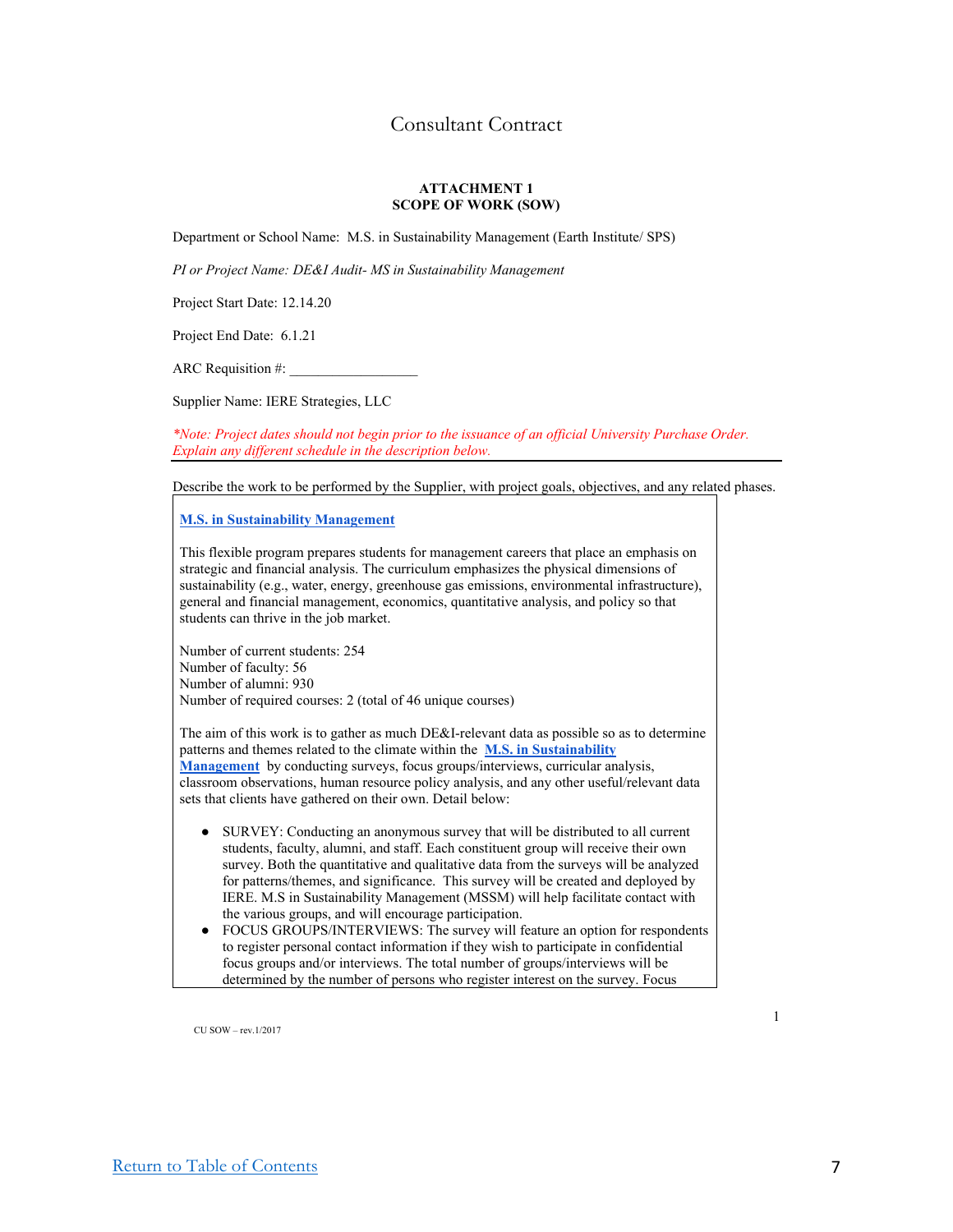# Consultant Contract

**ATTACHMENT 1**
**SCOPE OF WORK (SOW)**

Department or School Name: M.S. in Sustainability Management (Earth Institute/ SPS)

*PI or Project Name: DE&I Audit- MS in Sustainability Management*

Project Start Date: 12.14.20

Project End Date: 6.1.21

ARC Requisition #: ________________

Supplier Name: IERE Strategies, LLC

*\*Note: Project dates should not begin prior to the issuance of an official University Purchase Order. Explain any different schedule in the description below.*

---

Describe the work to be performed by the Supplier, with project goals, objectives, and any related phases.

**M.S. in Sustainability Management**

This flexible program prepares students for management careers that place an emphasis on strategic and financial analysis. The curriculum emphasizes the physical dimensions of sustainability (e.g., water, energy, greenhouse gas emissions, environmental infrastructure), general and financial management, economics, quantitative analysis, and policy so that students can thrive in the job market.

Number of current students: 254
Number of faculty: 56
Number of alumni: 930
Number of required courses: 2 (total of 46 unique courses)

The aim of this work is to gather as much DE&I-relevant data as possible so as to determine patterns and themes related to the climate within the **M.S. in Sustainability Management** by conducting surveys, focus groups/interviews, curricular analysis, classroom observations, human resource policy analysis, and any other useful/relevant data sets that clients have gathered on their own. Detail below:

- SURVEY: Conducting an anonymous survey that will be distributed to all current students, faculty, alumni, and staff. Each constituent group will receive their own survey. Both the quantitative and qualitative data from the surveys will be analyzed for patterns/themes, and significance. This survey will be created and deployed by IERE. M.S in Sustainability Management (MSSM) will help facilitate contact with the various groups, and will encourage participation.
- FOCUS GROUPS/INTERVIEWS: The survey will feature an option for respondents to register personal contact information if they wish to participate in confidential focus groups and/or interviews. The total number of groups/interviews will be determined by the number of persons who register interest on the survey. Focus

CU SOW – rev.1/2017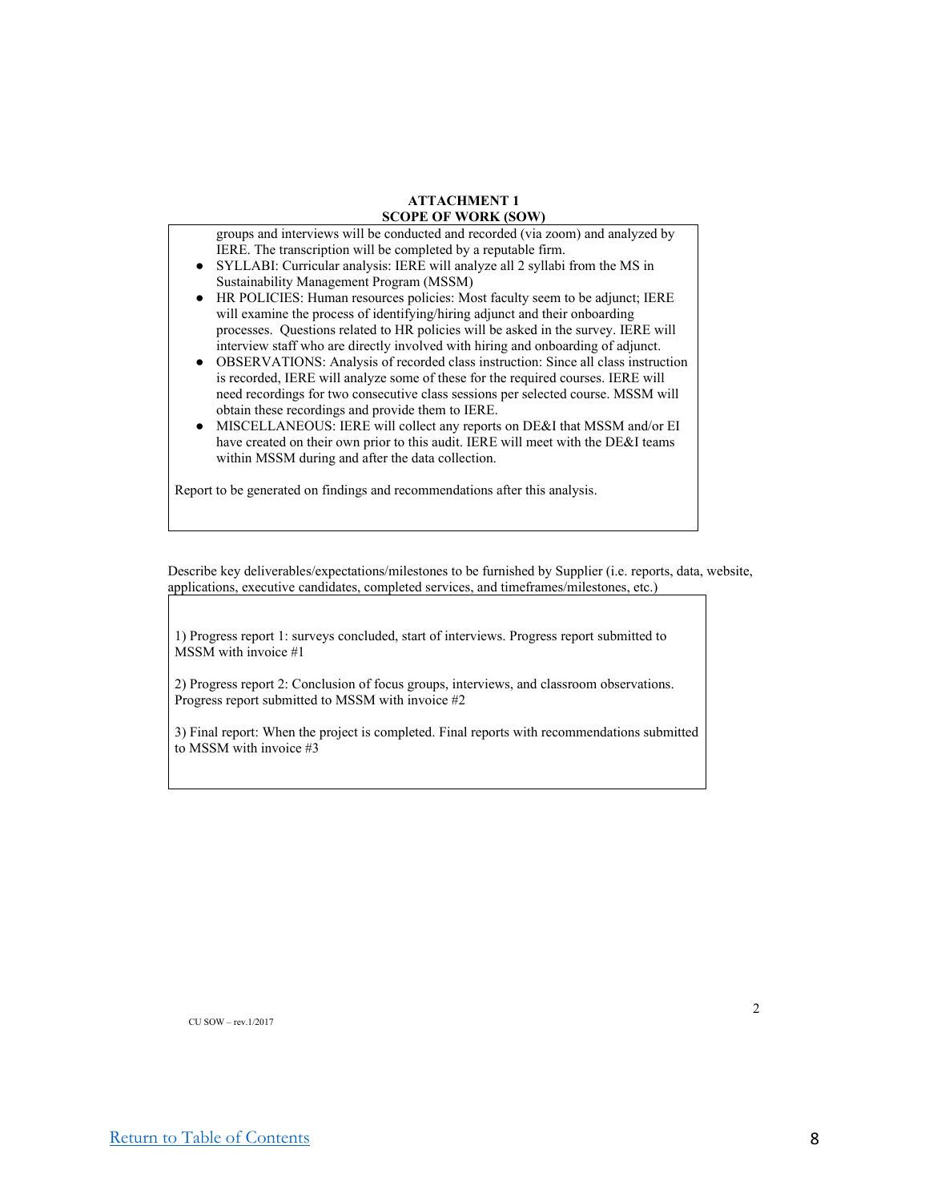**ATTACHMENT 1**
**SCOPE OF WORK (SOW)**

groups and interviews will be conducted and recorded (via zoom) and analyzed by IERE. The transcription will be completed by a reputable firm.

- SYLLABI: Curricular analysis: IERE will analyze all 2 syllabi from the MS in Sustainability Management Program (MSSM)
- HR POLICIES: Human resources policies: Most faculty seem to be adjunct; IERE will examine the process of identifying/hiring adjunct and their onboarding processes. Questions related to HR policies will be asked in the survey. IERE will interview staff who are directly involved with hiring and onboarding of adjunct.
- OBSERVATIONS: Analysis of recorded class instruction: Since all class instruction is recorded, IERE will analyze some of these for the required courses. IERE will need recordings for two consecutive class sessions per selected course. MSSM will obtain these recordings and provide them to IERE.
- MISCELLANEOUS: IERE will collect any reports on DE&I that MSSM and/or EI have created on their own prior to this audit. IERE will meet with the DE&I teams within MSSM during and after the data collection.

Report to be generated on findings and recommendations after this analysis.

Describe key deliverables/expectations/milestones to be furnished by Supplier (i.e. reports, data, website, applications, executive candidates, completed services, and timeframes/milestones, etc.)

1) Progress report 1: surveys concluded, start of interviews. Progress report submitted to MSSM with invoice #1

2) Progress report 2: Conclusion of focus groups, interviews, and classroom observations. Progress report submitted to MSSM with invoice #2

3) Final report: When the project is completed. Final reports with recommendations submitted to MSSM with invoice #3

CU SOW – rev.1/2017

Return to Table of Contents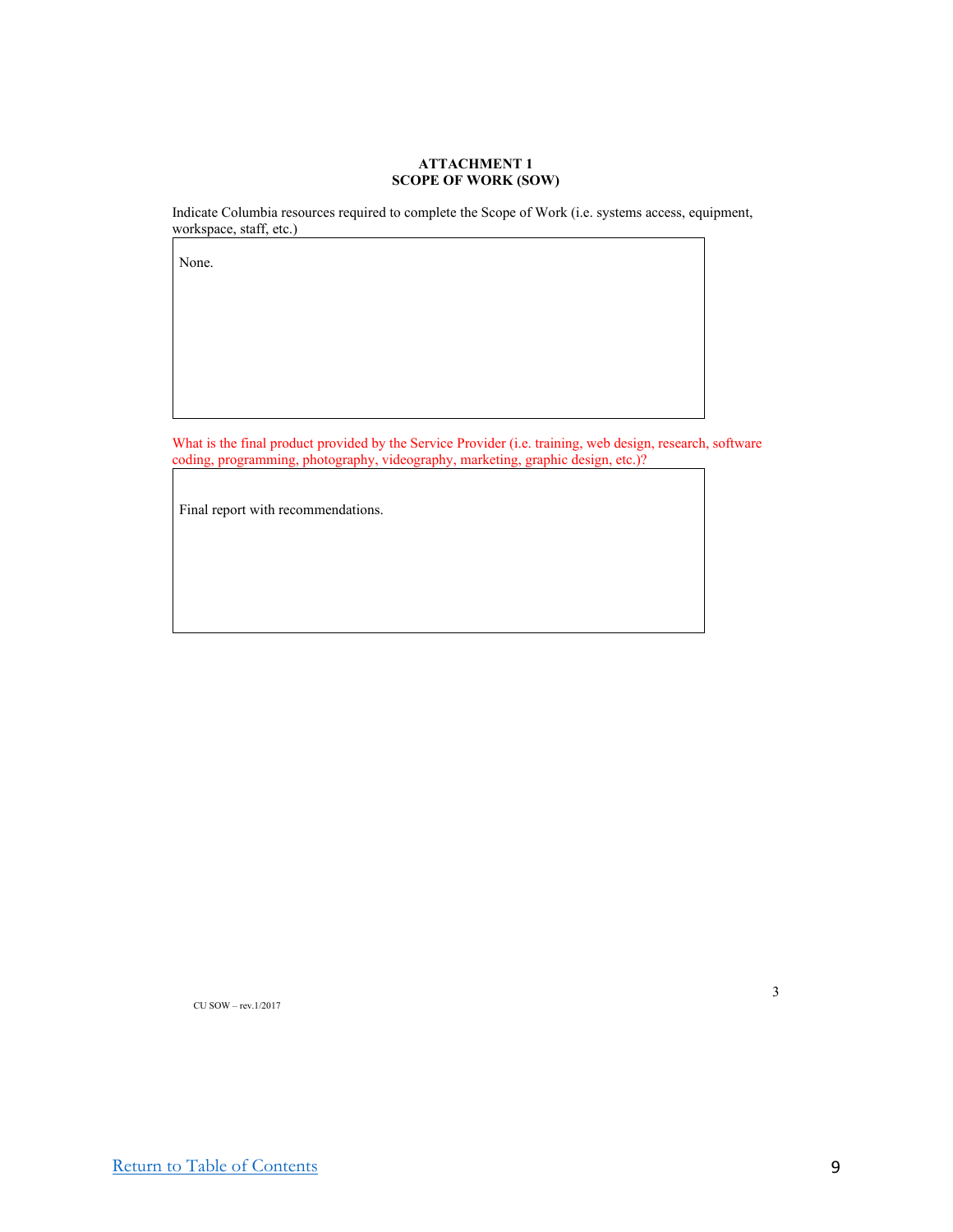**ATTACHMENT 1**
**SCOPE OF WORK (SOW)**

Indicate Columbia resources required to complete the Scope of Work (i.e. systems access, equipment, workspace, staff, etc.)

| None. |
|---|

What is the final product provided by the Service Provider (i.e. training, web design, research, software coding, programming, photography, videography, marketing, graphic design, etc.)?

| Final report with recommendations. |
|---|

CU SOW – rev.1/2017

[Return to Table of Contents]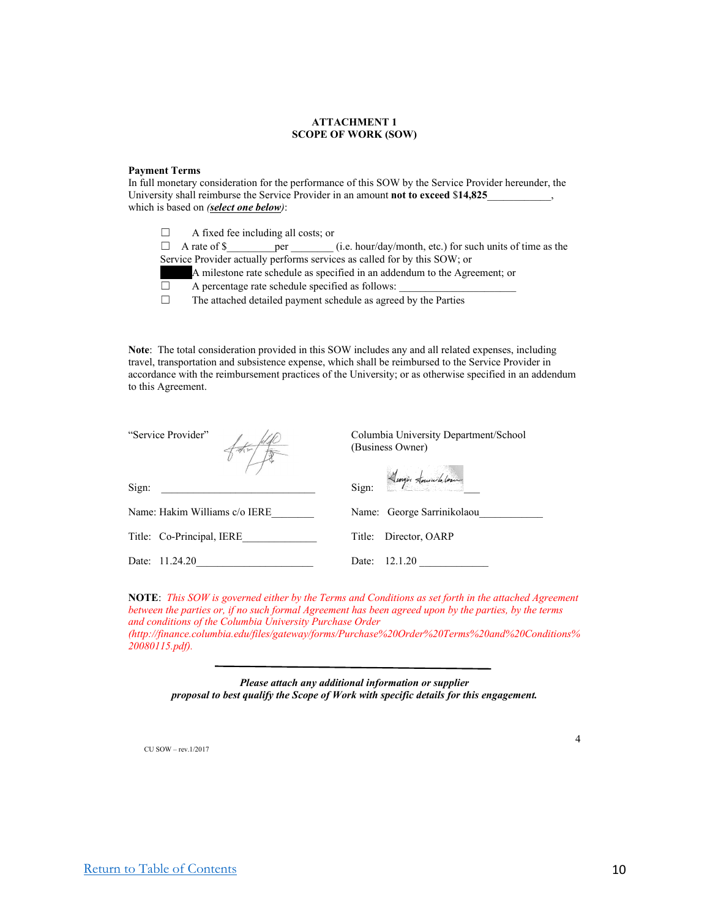**ATTACHMENT 1**
**SCOPE OF WORK (SOW)**

**Payment Terms**
In full monetary consideration for the performance of this SOW by the Service Provider hereunder, the University shall reimburse the Service Provider in an amount **not to exceed** $**14,825**____________, which is based on ***select one below***):

☐ A fixed fee including all costs; or
☐ A rate of $_________per ________ (i.e. hour/day/month, etc.) for such units of time as the Service Provider actually performs services as called for by this SOW; or
■ A milestone rate schedule as specified in an addendum to the Agreement; or
☐ A percentage rate schedule specified as follows: _____________________
☐ The attached detailed payment schedule as agreed by the Parties

**Note**: The total consideration provided in this SOW includes any and all related expenses, including travel, transportation and subsistence expense, which shall be reimbursed to the Service Provider in accordance with the reimbursement practices of the University; or as otherwise specified in an addendum to this Agreement.

| "Service Provider" | Columbia University Department/School (Business Owner) |
|---|---|
| Sign: _____________________________ | Sign: ___ |
| Name: Hakim Williams c/o IERE________ | Name: George Sarrinikolaou____________ |
| Title: Co-Principal, IERE_____________ | Title: Director, OARP |
| Date: 11.24.20______________________ | Date: 12.1.20 _____________ |

**NOTE**: *This SOW is governed either by the Terms and Conditions as set forth in the attached Agreement between the parties or, if no such formal Agreement has been agreed upon by the parties, by the terms and conditions of the Columbia University Purchase Order (http://finance.columbia.edu/files/gateway/forms/Purchase%20Order%20Terms%20and%20Conditions%20080115.pdf).*

***Please attach any additional information or supplier proposal to best qualify the Scope of Work with specific details for this engagement.***

CU SOW – rev.1/2017

Return to Table of Contents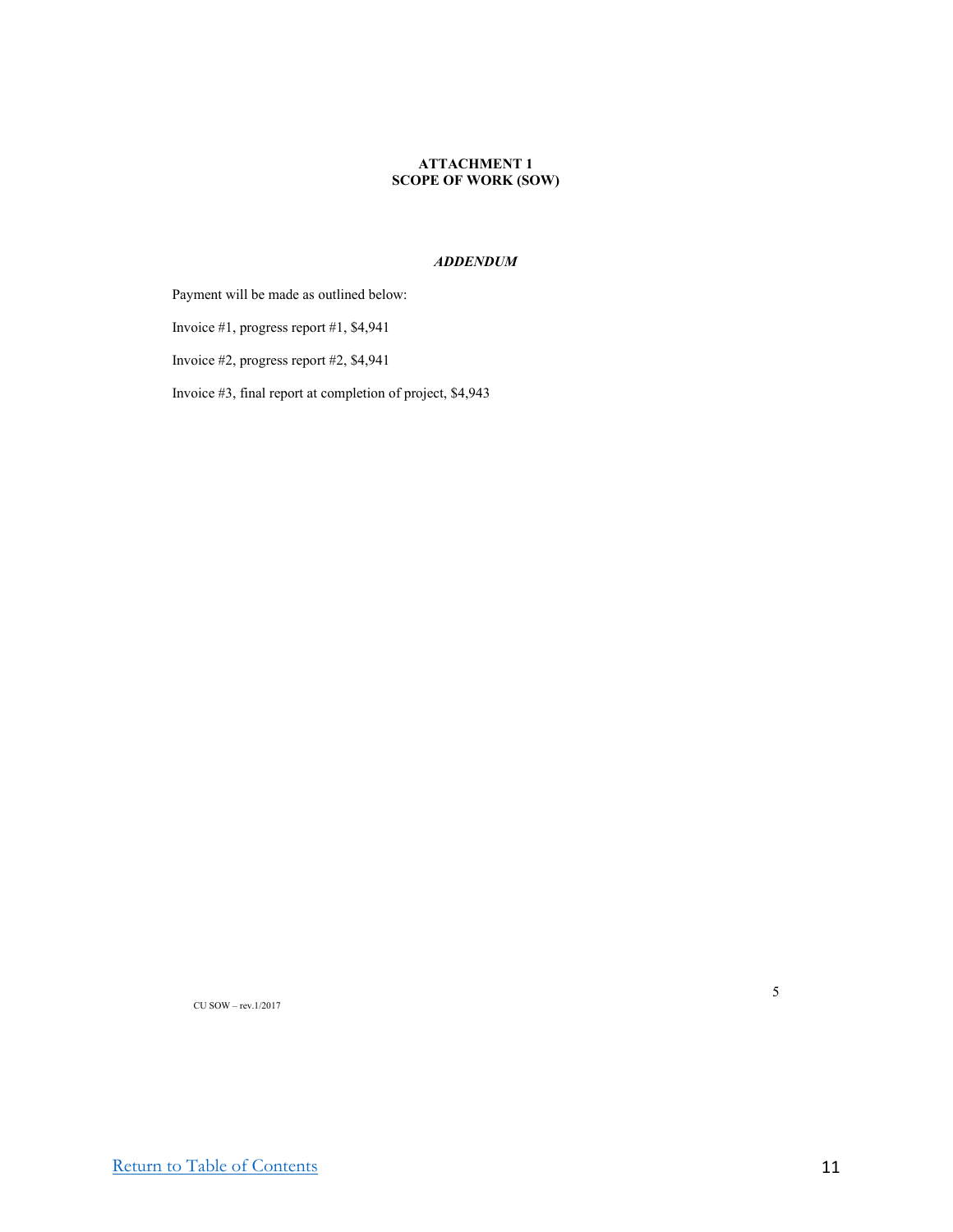**ATTACHMENT 1**
**SCOPE OF WORK (SOW)**

***ADDENDUM***

Payment will be made as outlined below:

Invoice #1, progress report #1, $4,941

Invoice #2, progress report #2, $4,941

Invoice #3, final report at completion of project, $4,943

CU SOW – rev.1/2017

Return to Table of Contents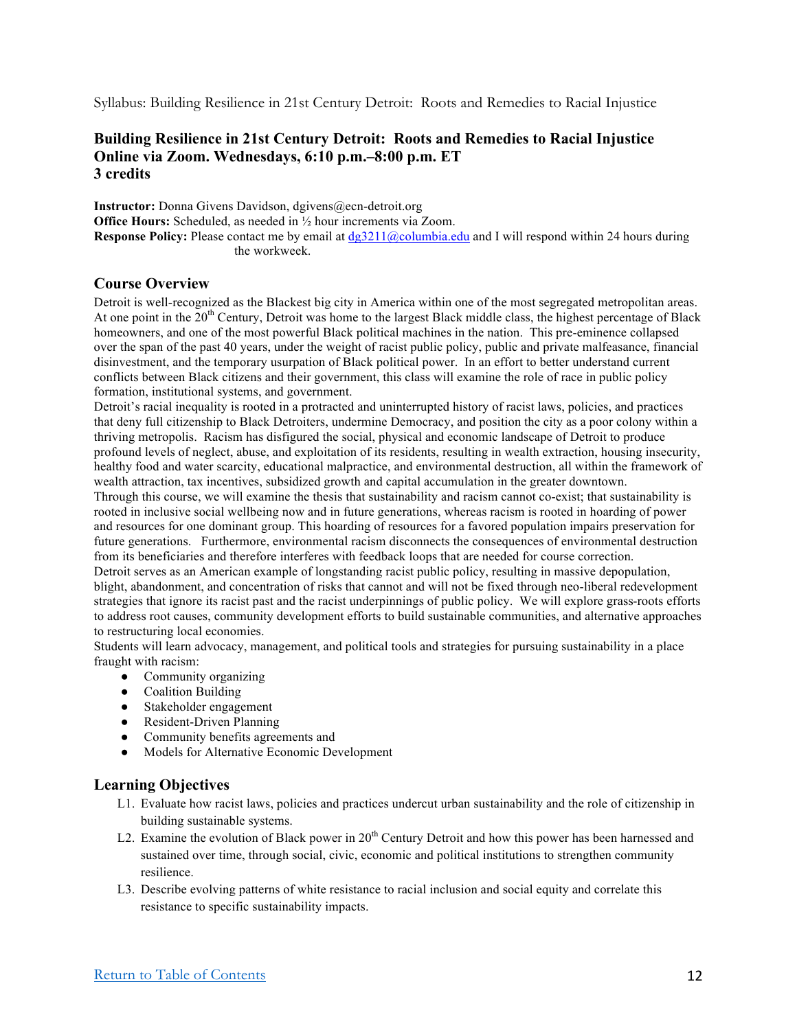## Building Resilience in 21st Century Detroit: Roots and Remedies to Racial Injustice
## Online via Zoom. Wednesdays, 6:10 p.m.–8:00 p.m. ET
## 3 credits

**Instructor:** Donna Givens Davidson, dgivens@ecn-detroit.org
**Office Hours:** Scheduled, as needed in ½ hour increments via Zoom.
**Response Policy:** Please contact me by email at dg3211@columbia.edu and I will respond within 24 hours during the workweek.

### Course Overview

Detroit is well-recognized as the Blackest big city in America within one of the most segregated metropolitan areas. At one point in the 20th Century, Detroit was home to the largest Black middle class, the highest percentage of Black homeowners, and one of the most powerful Black political machines in the nation. This pre-eminence collapsed over the span of the past 40 years, under the weight of racist public policy, public and private malfeasance, financial disinvestment, and the temporary usurpation of Black political power. In an effort to better understand current conflicts between Black citizens and their government, this class will examine the role of race in public policy formation, institutional systems, and government.

Detroit's racial inequality is rooted in a protracted and uninterrupted history of racist laws, policies, and practices that deny full citizenship to Black Detroiters, undermine Democracy, and position the city as a poor colony within a thriving metropolis. Racism has disfigured the social, physical and economic landscape of Detroit to produce profound levels of neglect, abuse, and exploitation of its residents, resulting in wealth extraction, housing insecurity, healthy food and water scarcity, educational malpractice, and environmental destruction, all within the framework of wealth attraction, tax incentives, subsidized growth and capital accumulation in the greater downtown.

Through this course, we will examine the thesis that sustainability and racism cannot co-exist; that sustainability is rooted in inclusive social wellbeing now and in future generations, whereas racism is rooted in hoarding of power and resources for one dominant group. This hoarding of resources for a favored population impairs preservation for future generations. Furthermore, environmental racism disconnects the consequences of environmental destruction from its beneficiaries and therefore interferes with feedback loops that are needed for course correction.

Detroit serves as an American example of longstanding racist public policy, resulting in massive depopulation, blight, abandonment, and concentration of risks that cannot and will not be fixed through neo-liberal redevelopment strategies that ignore its racist past and the racist underpinnings of public policy. We will explore grass-roots efforts to address root causes, community development efforts to build sustainable communities, and alternative approaches to restructuring local economies.

Students will learn advocacy, management, and political tools and strategies for pursuing sustainability in a place fraught with racism:

- Community organizing
- Coalition Building
- Stakeholder engagement
- Resident-Driven Planning
- Community benefits agreements and
- Models for Alternative Economic Development

### Learning Objectives

L1. Evaluate how racist laws, policies and practices undercut urban sustainability and the role of citizenship in building sustainable systems.

L2. Examine the evolution of Black power in 20th Century Detroit and how this power has been harnessed and sustained over time, through social, civic, economic and political institutions to strengthen community resilience.

L3. Describe evolving patterns of white resistance to racial inclusion and social equity and correlate this resistance to specific sustainability impacts.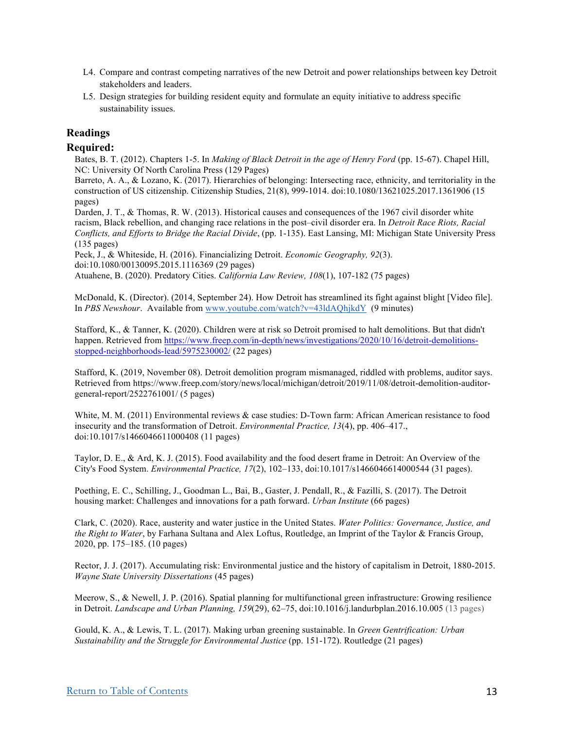L4. Compare and contrast competing narratives of the new Detroit and power relationships between key Detroit stakeholders and leaders.

L5. Design strategies for building resident equity and formulate an equity initiative to address specific sustainability issues.

## Readings

### Required:

Bates, B. T. (2012). Chapters 1-5. In *Making of Black Detroit in the age of Henry Ford* (pp. 15-67). Chapel Hill, NC: University Of North Carolina Press (129 Pages)

Barreto, A. A., & Lozano, K. (2017). Hierarchies of belonging: Intersecting race, ethnicity, and territoriality in the construction of US citizenship. Citizenship Studies, 21(8), 999-1014. doi:10.1080/13621025.2017.1361906 (15 pages)

Darden, J. T., & Thomas, R. W. (2013). Historical causes and consequences of the 1967 civil disorder white racism, Black rebellion, and changing race relations in the post–civil disorder era. In *Detroit Race Riots, Racial Conflicts, and Efforts to Bridge the Racial Divide*, (pp. 1-135). East Lansing, MI: Michigan State University Press (135 pages)

Peck, J., & Whiteside, H. (2016). Financializing Detroit. *Economic Geography, 92*(3). doi:10.1080/00130095.2015.1116369 (29 pages)

Atuahene, B. (2020). Predatory Cities. *California Law Review, 108*(1), 107-182 (75 pages)

McDonald, K. (Director). (2014, September 24). How Detroit has streamlined its fight against blight [Video file]. In *PBS Newshour*. Available from [www.youtube.com/watch?v=43ldAQhjkdY](www.youtube.com/watch?v=43ldAQhjkdY) (9 minutes)

Stafford, K., & Tanner, K. (2020). Children were at risk so Detroit promised to halt demolitions. But that didn't happen. Retrieved from [https://www.freep.com/in-depth/news/investigations/2020/10/16/detroit-demolitions-stopped-neighborhoods-lead/5975230002/](https://www.freep.com/in-depth/news/investigations/2020/10/16/detroit-demolitions-stopped-neighborhoods-lead/5975230002/) (22 pages)

Stafford, K. (2019, November 08). Detroit demolition program mismanaged, riddled with problems, auditor says. Retrieved from https://www.freep.com/story/news/local/michigan/detroit/2019/11/08/detroit-demolition-auditor-general-report/2522761001/ (5 pages)

White, M. M. (2011) Environmental reviews & case studies: D-Town farm: African American resistance to food insecurity and the transformation of Detroit. *Environmental Practice, 13*(4), pp. 406–417., doi:10.1017/s1466046611000408 (11 pages)

Taylor, D. E., & Ard, K. J. (2015). Food availability and the food desert frame in Detroit: An Overview of the City's Food System. *Environmental Practice, 17*(2), 102–133, doi:10.1017/s1466046614000544 (31 pages).

Poething, E. C., Schilling, J., Goodman L., Bai, B., Gaster, J. Pendall, R., & Fazilli, S. (2017). The Detroit housing market: Challenges and innovations for a path forward. *Urban Institute* (66 pages)

Clark, C. (2020). Race, austerity and water justice in the United States. *Water Politics: Governance, Justice, and the Right to Water*, by Farhana Sultana and Alex Loftus, Routledge, an Imprint of the Taylor & Francis Group, 2020, pp. 175–185. (10 pages)

Rector, J. J. (2017). Accumulating risk: Environmental justice and the history of capitalism in Detroit, 1880-2015. *Wayne State University Dissertations* (45 pages)

Meerow, S., & Newell, J. P. (2016). Spatial planning for multifunctional green infrastructure: Growing resilience in Detroit. *Landscape and Urban Planning, 159*(29), 62–75, doi:10.1016/j.landurbplan.2016.10.005 (13 pages)

Gould, K. A., & Lewis, T. L. (2017). Making urban greening sustainable. In *Green Gentrification: Urban Sustainability and the Struggle for Environmental Justice* (pp. 151-172). Routledge (21 pages)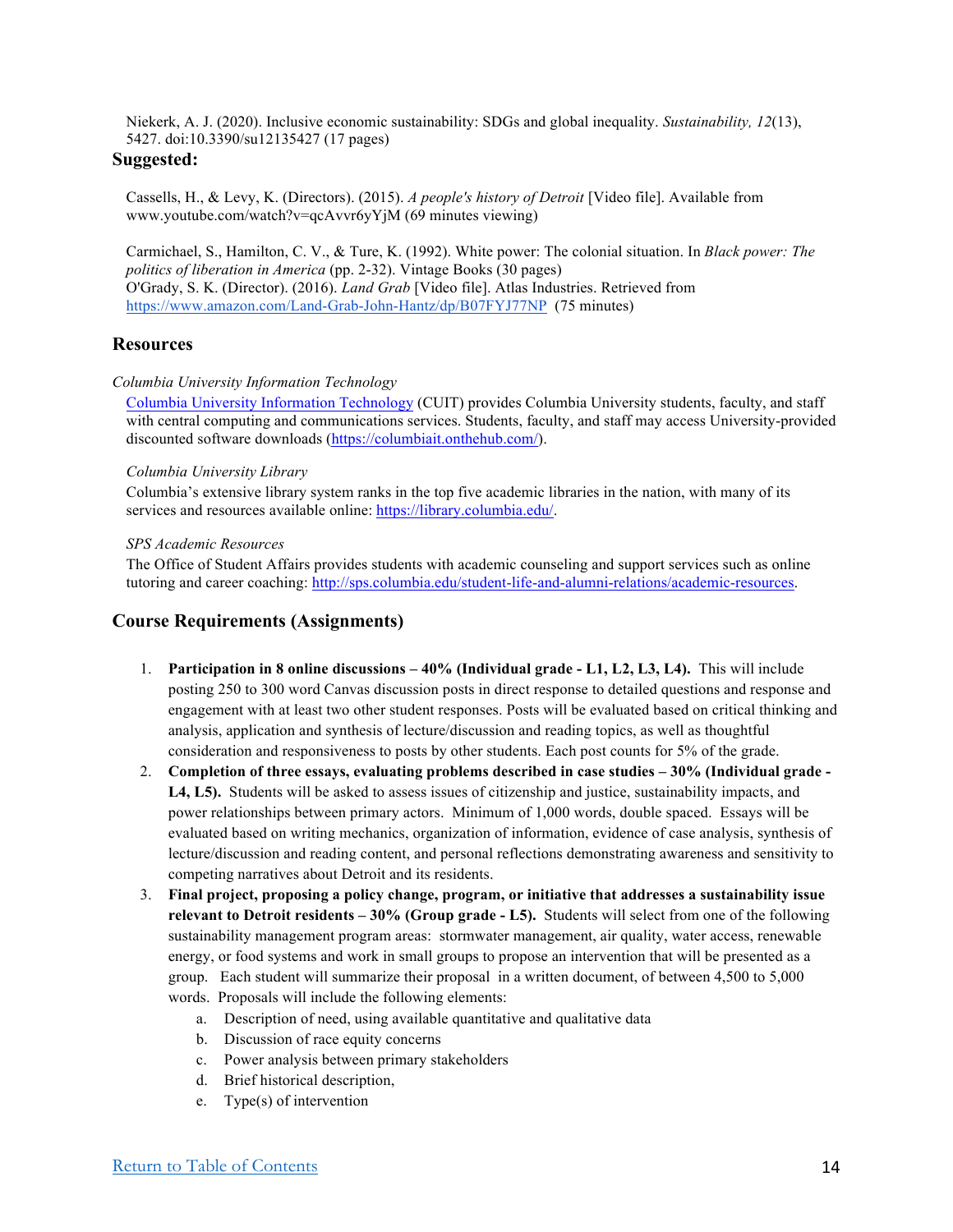Niekerk, A. J. (2020). Inclusive economic sustainability: SDGs and global inequality. *Sustainability, 12*(13), 5427. doi:10.3390/su12135427 (17 pages)

### Suggested:

Cassells, H., & Levy, K. (Directors). (2015). *A people's history of Detroit* [Video file]. Available from www.youtube.com/watch?v=qcAvvr6yYjM (69 minutes viewing)

Carmichael, S., Hamilton, C. V., & Ture, K. (1992). White power: The colonial situation. In *Black power: The politics of liberation in America* (pp. 2-32). Vintage Books (30 pages)
O'Grady, S. K. (Director). (2016). *Land Grab* [Video file]. Atlas Industries. Retrieved from https://www.amazon.com/Land-Grab-John-Hantz/dp/B07FYJ77NP (75 minutes)

## Resources

*Columbia University Information Technology*

Columbia University Information Technology (CUIT) provides Columbia University students, faculty, and staff with central computing and communications services. Students, faculty, and staff may access University-provided discounted software downloads (https://columbiait.onthehub.com/).

*Columbia University Library*

Columbia's extensive library system ranks in the top five academic libraries in the nation, with many of its services and resources available online: https://library.columbia.edu/.

*SPS Academic Resources*

The Office of Student Affairs provides students with academic counseling and support services such as online tutoring and career coaching: http://sps.columbia.edu/student-life-and-alumni-relations/academic-resources.

## Course Requirements (Assignments)

1. **Participation in 8 online discussions – 40% (Individual grade - L1, L2, L3, L4).** This will include posting 250 to 300 word Canvas discussion posts in direct response to detailed questions and response and engagement with at least two other student responses. Posts will be evaluated based on critical thinking and analysis, application and synthesis of lecture/discussion and reading topics, as well as thoughtful consideration and responsiveness to posts by other students. Each post counts for 5% of the grade.
2. **Completion of three essays, evaluating problems described in case studies – 30% (Individual grade - L4, L5).** Students will be asked to assess issues of citizenship and justice, sustainability impacts, and power relationships between primary actors. Minimum of 1,000 words, double spaced. Essays will be evaluated based on writing mechanics, organization of information, evidence of case analysis, synthesis of lecture/discussion and reading content, and personal reflections demonstrating awareness and sensitivity to competing narratives about Detroit and its residents.
3. **Final project, proposing a policy change, program, or initiative that addresses a sustainability issue relevant to Detroit residents – 30% (Group grade - L5).** Students will select from one of the following sustainability management program areas: stormwater management, air quality, water access, renewable energy, or food systems and work in small groups to propose an intervention that will be presented as a group. Each student will summarize their proposal in a written document, of between 4,500 to 5,000 words. Proposals will include the following elements:
    a. Description of need, using available quantitative and qualitative data
    b. Discussion of race equity concerns
    c. Power analysis between primary stakeholders
    d. Brief historical description,
    e. Type(s) of intervention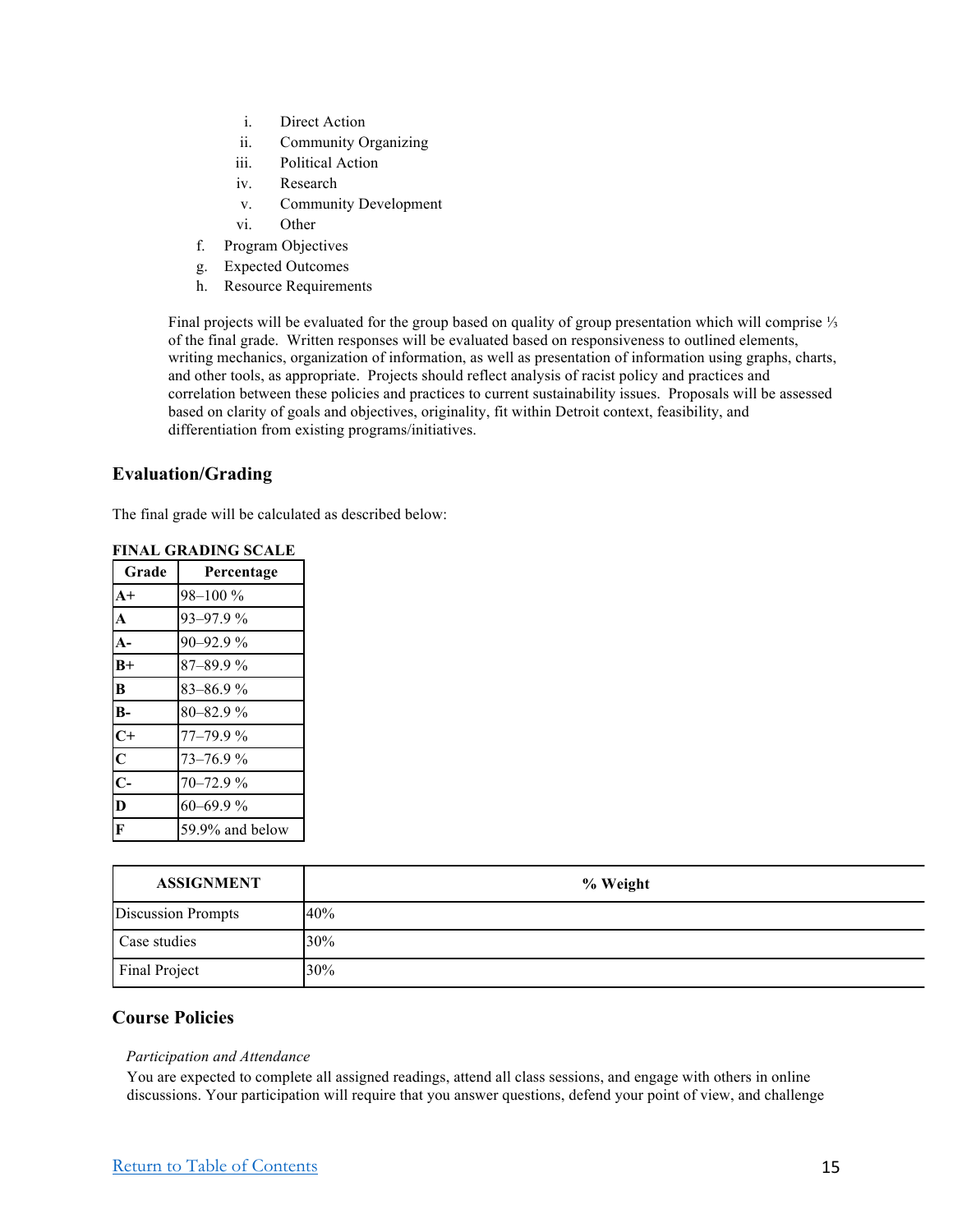i. Direct Action
    ii. Community Organizing
    iii. Political Action
    iv. Research
    v. Community Development
    vi. Other

f. Program Objectives
g. Expected Outcomes
h. Resource Requirements

Final projects will be evaluated for the group based on quality of group presentation which will comprise ⅓ of the final grade. Written responses will be evaluated based on responsiveness to outlined elements, writing mechanics, organization of information, as well as presentation of information using graphs, charts, and other tools, as appropriate. Projects should reflect analysis of racist policy and practices and correlation between these policies and practices to current sustainability issues. Proposals will be assessed based on clarity of goals and objectives, originality, fit within Detroit context, feasibility, and differentiation from existing programs/initiatives.

### Evaluation/Grading

The final grade will be calculated as described below:

**FINAL GRADING SCALE**

| Grade | Percentage |
|---|---|
| **A+** | 98–100 % |
| **A** | 93–97.9 % |
| **A-** | 90–92.9 % |
| **B+** | 87–89.9 % |
| **B** | 83–86.9 % |
| **B-** | 80–82.9 % |
| **C+** | 77–79.9 % |
| **C** | 73–76.9 % |
| **C-** | 70–72.9 % |
| **D** | 60–69.9 % |
| **F** | 59.9% and below |

| ASSIGNMENT | % Weight |
|---|---|
| Discussion Prompts | 40% |
| Case studies | 30% |
| Final Project | 30% |

### Course Policies

*Participation and Attendance*

You are expected to complete all assigned readings, attend all class sessions, and engage with others in online discussions. Your participation will require that you answer questions, defend your point of view, and challenge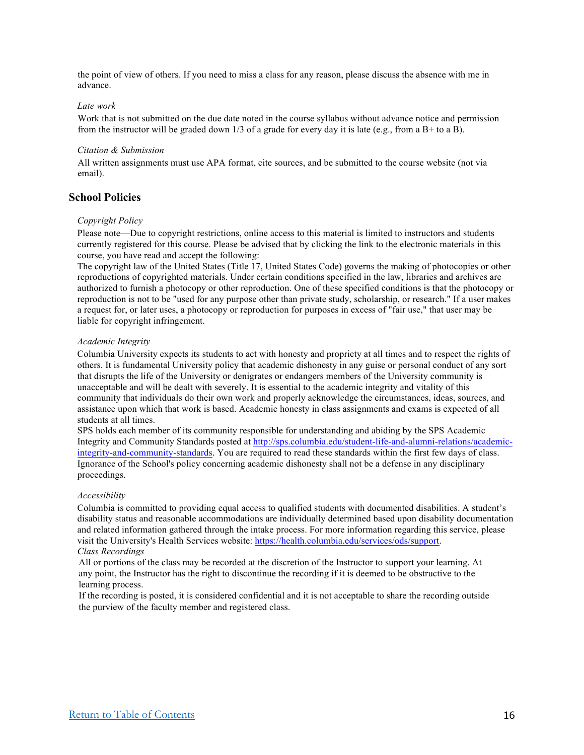the point of view of others. If you need to miss a class for any reason, please discuss the absence with me in advance.

*Late work*

Work that is not submitted on the due date noted in the course syllabus without advance notice and permission from the instructor will be graded down 1/3 of a grade for every day it is late (e.g., from a B+ to a B).

*Citation & Submission*

All written assignments must use APA format, cite sources, and be submitted to the course website (not via email).

## School Policies

*Copyright Policy*

Please note—Due to copyright restrictions, online access to this material is limited to instructors and students currently registered for this course. Please be advised that by clicking the link to the electronic materials in this course, you have read and accept the following:

The copyright law of the United States (Title 17, United States Code) governs the making of photocopies or other reproductions of copyrighted materials. Under certain conditions specified in the law, libraries and archives are authorized to furnish a photocopy or other reproduction. One of these specified conditions is that the photocopy or reproduction is not to be "used for any purpose other than private study, scholarship, or research." If a user makes a request for, or later uses, a photocopy or reproduction for purposes in excess of "fair use," that user may be liable for copyright infringement.

*Academic Integrity*

Columbia University expects its students to act with honesty and propriety at all times and to respect the rights of others. It is fundamental University policy that academic dishonesty in any guise or personal conduct of any sort that disrupts the life of the University or denigrates or endangers members of the University community is unacceptable and will be dealt with severely. It is essential to the academic integrity and vitality of this community that individuals do their own work and properly acknowledge the circumstances, ideas, sources, and assistance upon which that work is based. Academic honesty in class assignments and exams is expected of all students at all times.

SPS holds each member of its community responsible for understanding and abiding by the SPS Academic Integrity and Community Standards posted at [http://sps.columbia.edu/student-life-and-alumni-relations/academic-integrity-and-community-standards](http://sps.columbia.edu/student-life-and-alumni-relations/academic-integrity-and-community-standards). You are required to read these standards within the first few days of class. Ignorance of the School's policy concerning academic dishonesty shall not be a defense in any disciplinary proceedings.

*Accessibility*

Columbia is committed to providing equal access to qualified students with documented disabilities. A student's disability status and reasonable accommodations are individually determined based upon disability documentation and related information gathered through the intake process. For more information regarding this service, please visit the University's Health Services website: [https://health.columbia.edu/services/ods/support](https://health.columbia.edu/services/ods/support).

*Class Recordings*

All or portions of the class may be recorded at the discretion of the Instructor to support your learning. At any point, the Instructor has the right to discontinue the recording if it is deemed to be obstructive to the learning process.

If the recording is posted, it is considered confidential and it is not acceptable to share the recording outside the purview of the faculty member and registered class.

[Return to Table of Contents]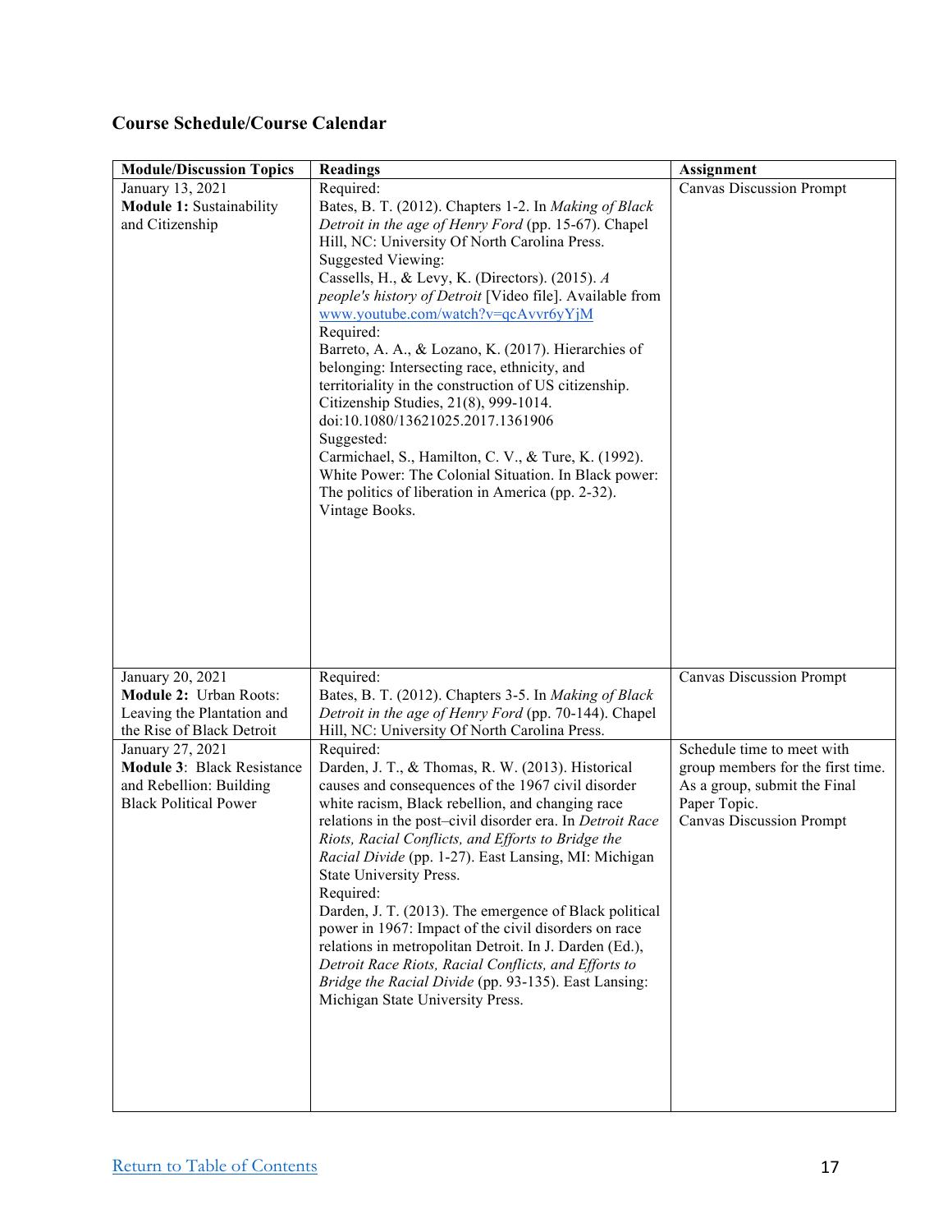### Course Schedule/Course Calendar

| Module/Discussion Topics | Readings | Assignment |
|---|---|---|
| January 13, 2021<br>**Module 1:** Sustainability and Citizenship | Required:<br>Bates, B. T. (2012). Chapters 1-2. In *Making of Black Detroit in the age of Henry Ford* (pp. 15-67). Chapel Hill, NC: University Of North Carolina Press.<br>Suggested Viewing:<br>Cassells, H., & Levy, K. (Directors). (2015). *A people's history of Detroit* [Video file]. Available from [www.youtube.com/watch?v=qcAvvr6yYjM](www.youtube.com/watch?v=qcAvvr6yYjM)<br>Required:<br>Barreto, A. A., & Lozano, K. (2017). Hierarchies of belonging: Intersecting race, ethnicity, and territoriality in the construction of US citizenship. Citizenship Studies, 21(8), 999-1014. doi:10.1080/13621025.2017.1361906<br>Suggested:<br>Carmichael, S., Hamilton, C. V., & Ture, K. (1992). White Power: The Colonial Situation. In Black power: The politics of liberation in America (pp. 2-32). Vintage Books. | Canvas Discussion Prompt |
| January 20, 2021<br>**Module 2:** Urban Roots: Leaving the Plantation and the Rise of Black Detroit | Required:<br>Bates, B. T. (2012). Chapters 3-5. In *Making of Black Detroit in the age of Henry Ford* (pp. 70-144). Chapel Hill, NC: University Of North Carolina Press. | Canvas Discussion Prompt |
| January 27, 2021<br>**Module 3**: Black Resistance and Rebellion: Building Black Political Power | Required:<br>Darden, J. T., & Thomas, R. W. (2013). Historical causes and consequences of the 1967 civil disorder white racism, Black rebellion, and changing race relations in the post–civil disorder era. In *Detroit Race Riots, Racial Conflicts, and Efforts to Bridge the Racial Divide* (pp. 1-27). East Lansing, MI: Michigan State University Press.<br>Required:<br>Darden, J. T. (2013). The emergence of Black political power in 1967: Impact of the civil disorders on race relations in metropolitan Detroit. In J. Darden (Ed.), *Detroit Race Riots, Racial Conflicts, and Efforts to Bridge the Racial Divide* (pp. 93-135). East Lansing: Michigan State University Press. | Schedule time to meet with group members for the first time. As a group, submit the Final Paper Topic.<br>Canvas Discussion Prompt |

[Return to Table of Contents]()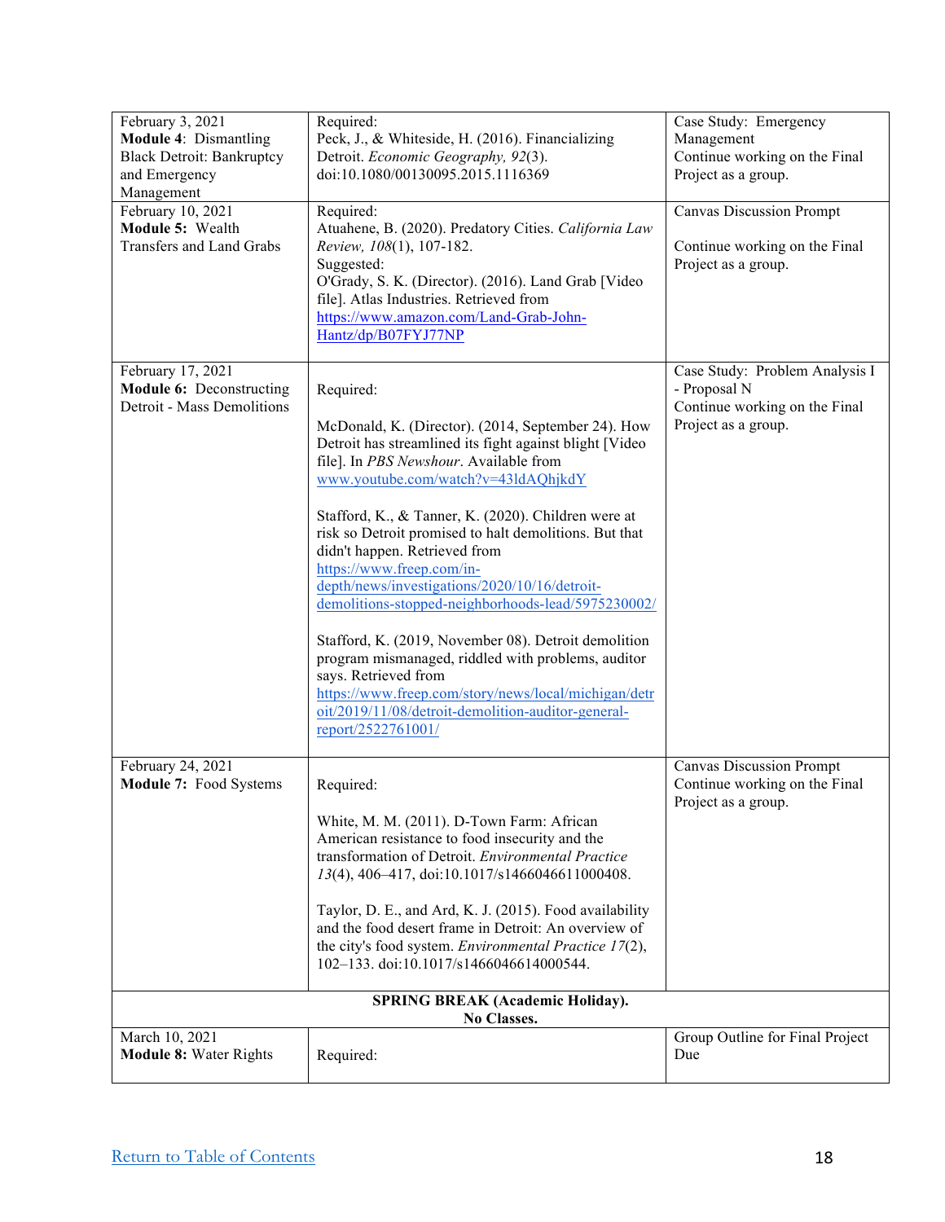| | | |
|---|---|---|
| February 3, 2021<br>**Module 4**: Dismantling Black Detroit: Bankruptcy and Emergency Management | Required:<br>Peck, J., & Whiteside, H. (2016). Financializing Detroit. *Economic Geography, 92*(3). doi:10.1080/00130095.2015.1116369 | Case Study: Emergency Management<br>Continue working on the Final Project as a group. |
| February 10, 2021<br>**Module 5:** Wealth Transfers and Land Grabs | Required:<br>Atuahene, B. (2020). Predatory Cities. *California Law Review, 108*(1), 107-182.<br>Suggested:<br>O'Grady, S. K. (Director). (2016). Land Grab [Video file]. Atlas Industries. Retrieved from [https://www.amazon.com/Land-Grab-John-Hantz/dp/B07FYJ77NP](https://www.amazon.com/Land-Grab-John-Hantz/dp/B07FYJ77NP) | Canvas Discussion Prompt<br><br>Continue working on the Final Project as a group. |
| February 17, 2021<br>**Module 6:** Deconstructing Detroit - Mass Demolitions | Required:<br><br>McDonald, K. (Director). (2014, September 24). How Detroit has streamlined its fight against blight [Video file]. In *PBS Newshour*. Available from [www.youtube.com/watch?v=43ldAQhjkdY](www.youtube.com/watch?v=43ldAQhjkdY)<br><br>Stafford, K., & Tanner, K. (2020). Children were at risk so Detroit promised to halt demolitions. But that didn't happen. Retrieved from [https://www.freep.com/in-depth/news/investigations/2020/10/16/detroit-demolitions-stopped-neighborhoods-lead/5975230002/](https://www.freep.com/in-depth/news/investigations/2020/10/16/detroit-demolitions-stopped-neighborhoods-lead/5975230002/)<br><br>Stafford, K. (2019, November 08). Detroit demolition program mismanaged, riddled with problems, auditor says. Retrieved from [https://www.freep.com/story/news/local/michigan/detroit/2019/11/08/detroit-demolition-auditor-general-report/2522761001/](https://www.freep.com/story/news/local/michigan/detroit/2019/11/08/detroit-demolition-auditor-general-report/2522761001/) | Case Study: Problem Analysis I - Proposal N<br>Continue working on the Final Project as a group. |
| February 24, 2021<br>**Module 7:** Food Systems | Required:<br><br>White, M. M. (2011). D-Town Farm: African American resistance to food insecurity and the transformation of Detroit. *Environmental Practice 13*(4), 406–417, doi:10.1017/s1466046611000408.<br><br>Taylor, D. E., and Ard, K. J. (2015). Food availability and the food desert frame in Detroit: An overview of the city's food system. *Environmental Practice 17*(2), 102–133. doi:10.1017/s1466046614000544. | Canvas Discussion Prompt<br>Continue working on the Final Project as a group. |
| **SPRING BREAK (Academic Holiday). No Classes.** | | |
| March 10, 2021<br>**Module 8:** Water Rights | Required: | Group Outline for Final Project Due |

[Return to Table of Contents]()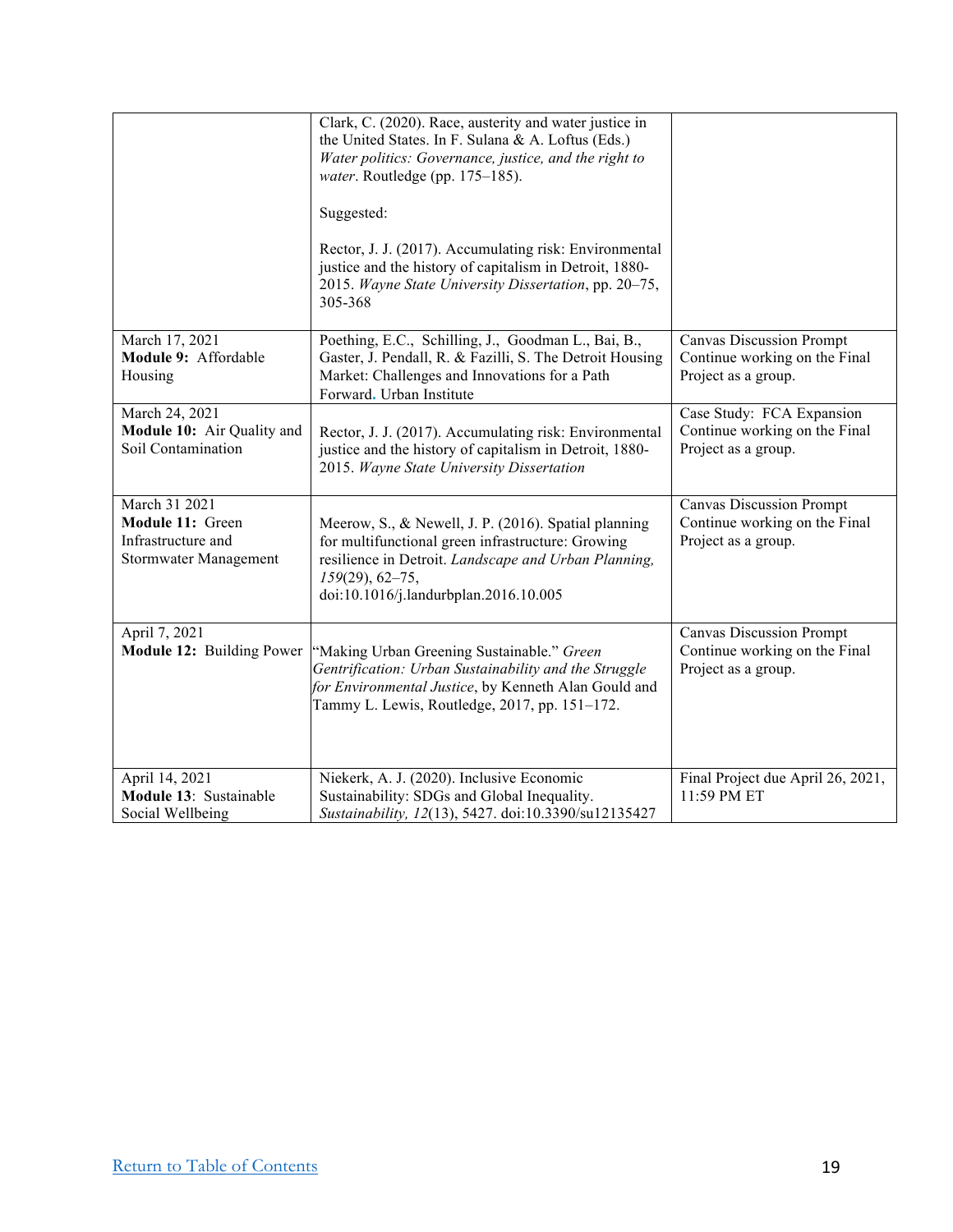| | | |
|---|---|---|
| | Clark, C. (2020). Race, austerity and water justice in the United States. In F. Sulana & A. Loftus (Eds.) *Water politics: Governance, justice, and the right to water*. Routledge (pp. 175–185).<br><br>Suggested:<br><br>Rector, J. J. (2017). Accumulating risk: Environmental justice and the history of capitalism in Detroit, 1880-2015. *Wayne State University Dissertation*, pp. 20–75, 305-368 | |
| March 17, 2021<br>**Module 9:** Affordable Housing | Poething, E.C., Schilling, J., Goodman L., Bai, B., Gaster, J. Pendall, R. & Fazilli, S. The Detroit Housing Market: Challenges and Innovations for a Path Forward. Urban Institute | Canvas Discussion Prompt<br>Continue working on the Final Project as a group. |
| March 24, 2021<br>**Module 10:** Air Quality and Soil Contamination | Rector, J. J. (2017). Accumulating risk: Environmental justice and the history of capitalism in Detroit, 1880-2015. *Wayne State University Dissertation* | Case Study: FCA Expansion<br>Continue working on the Final Project as a group. |
| March 31 2021<br>**Module 11:** Green Infrastructure and Stormwater Management | Meerow, S., & Newell, J. P. (2016). Spatial planning for multifunctional green infrastructure: Growing resilience in Detroit. *Landscape and Urban Planning, 159*(29), 62–75, doi:10.1016/j.landurbplan.2016.10.005 | Canvas Discussion Prompt<br>Continue working on the Final Project as a group. |
| April 7, 2021<br>**Module 12:** Building Power | "Making Urban Greening Sustainable." *Green Gentrification: Urban Sustainability and the Struggle for Environmental Justice*, by Kenneth Alan Gould and Tammy L. Lewis, Routledge, 2017, pp. 151–172. | Canvas Discussion Prompt<br>Continue working on the Final Project as a group. |
| April 14, 2021<br>**Module 13**: Sustainable Social Wellbeing | Niekerk, A. J. (2020). Inclusive Economic Sustainability: SDGs and Global Inequality. *Sustainability, 12*(13), 5427. doi:10.3390/su12135427 | Final Project due April 26, 2021, 11:59 PM ET |

Return to Table of Contents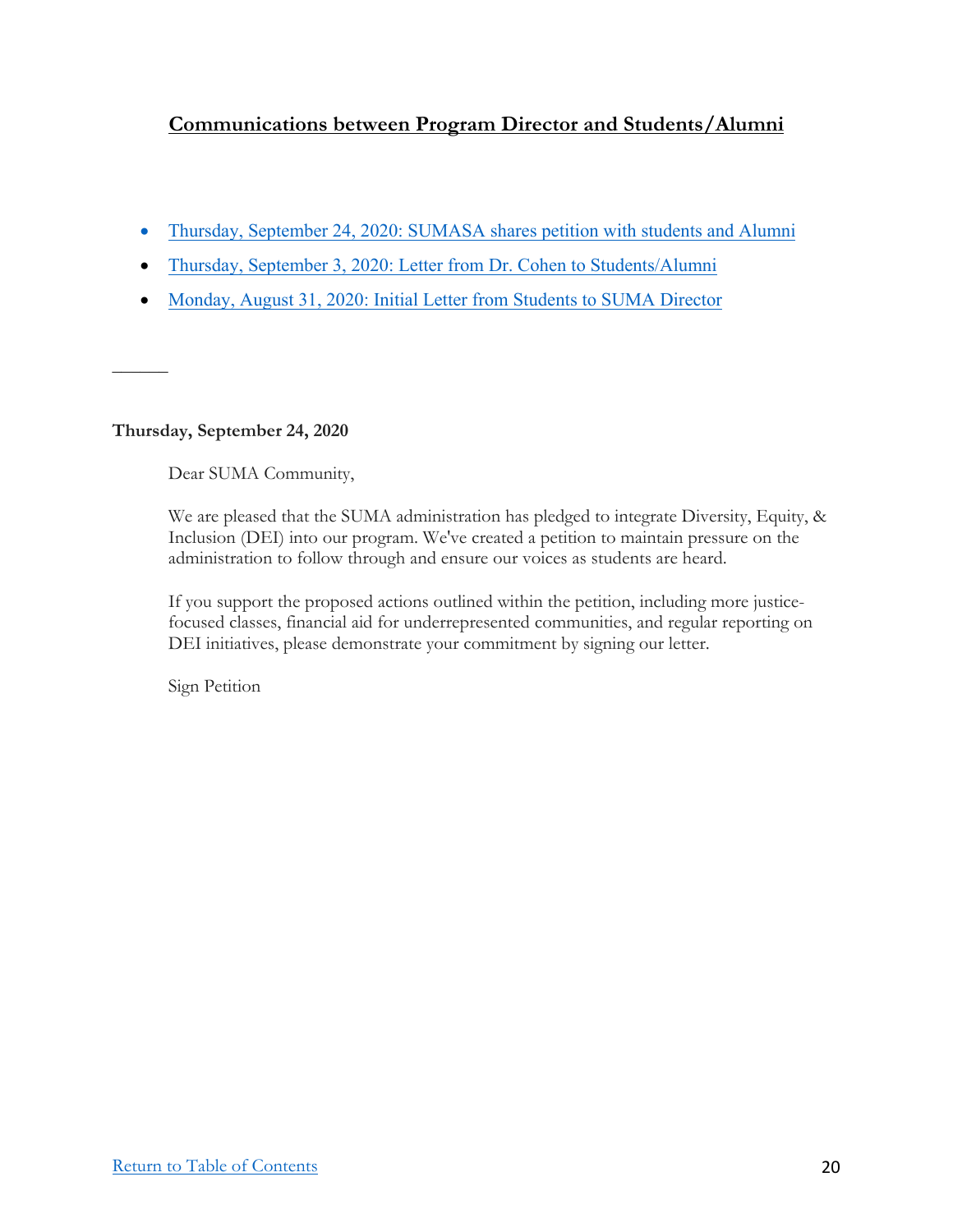## Communications between Program Director and Students/Alumni

- Thursday, September 24, 2020: SUMASA shares petition with students and Alumni
- Thursday, September 3, 2020: Letter from Dr. Cohen to Students/Alumni
- Monday, August 31, 2020: Initial Letter from Students to SUMA Director

---

**Thursday, September 24, 2020**

Dear SUMA Community,

We are pleased that the SUMA administration has pledged to integrate Diversity, Equity, & Inclusion (DEI) into our program. We've created a petition to maintain pressure on the administration to follow through and ensure our voices as students are heard.

If you support the proposed actions outlined within the petition, including more justice-focused classes, financial aid for underrepresented communities, and regular reporting on DEI initiatives, please demonstrate your commitment by signing our letter.

Sign Petition

Return to Table of Contents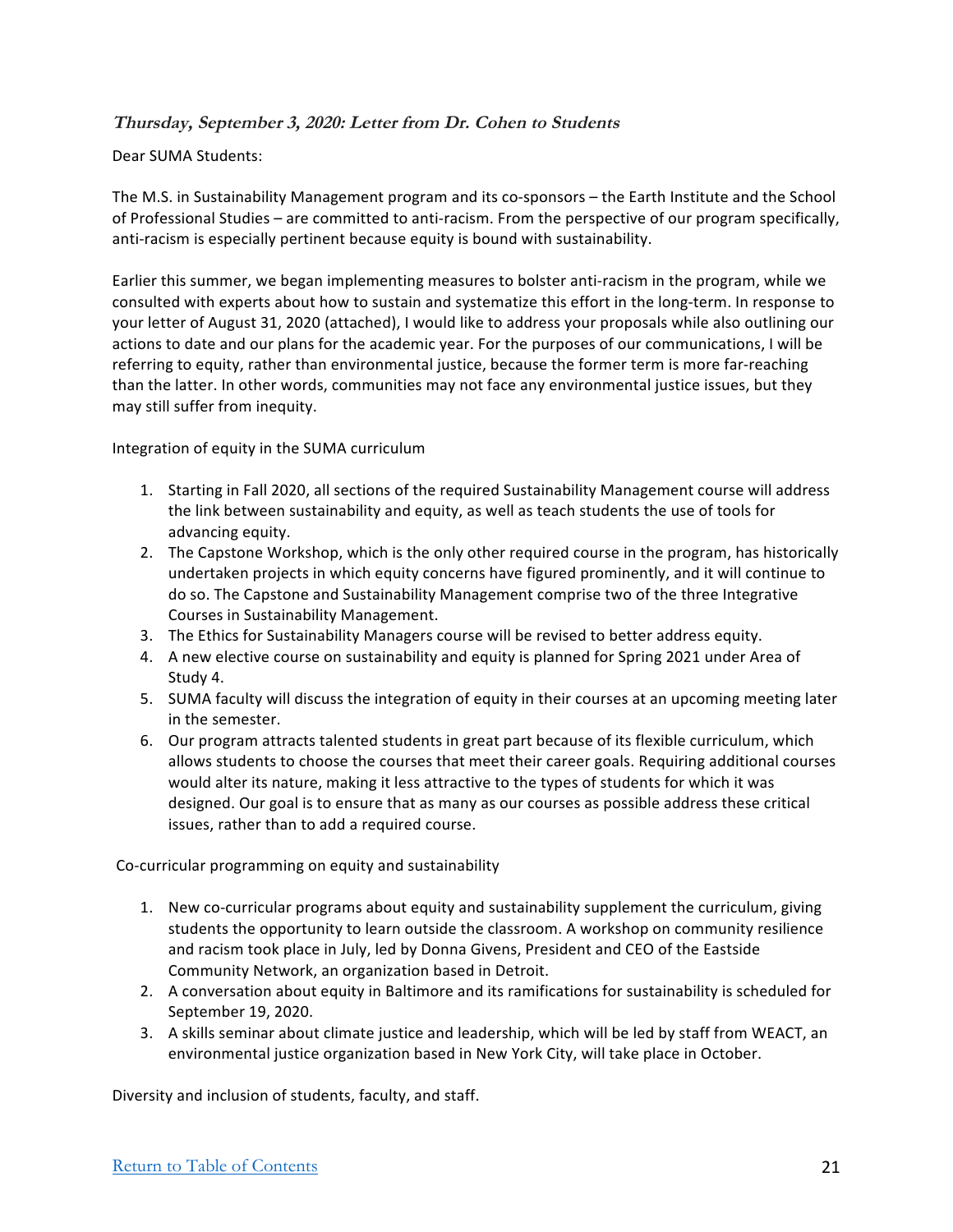### ***Thursday, September 3, 2020: Letter from Dr. Cohen to Students***

Dear SUMA Students:

The M.S. in Sustainability Management program and its co-sponsors – the Earth Institute and the School of Professional Studies – are committed to anti-racism. From the perspective of our program specifically, anti-racism is especially pertinent because equity is bound with sustainability.

Earlier this summer, we began implementing measures to bolster anti-racism in the program, while we consulted with experts about how to sustain and systematize this effort in the long-term. In response to your letter of August 31, 2020 (attached), I would like to address your proposals while also outlining our actions to date and our plans for the academic year. For the purposes of our communications, I will be referring to equity, rather than environmental justice, because the former term is more far-reaching than the latter. In other words, communities may not face any environmental justice issues, but they may still suffer from inequity.

Integration of equity in the SUMA curriculum

1. Starting in Fall 2020, all sections of the required Sustainability Management course will address the link between sustainability and equity, as well as teach students the use of tools for advancing equity.
2. The Capstone Workshop, which is the only other required course in the program, has historically undertaken projects in which equity concerns have figured prominently, and it will continue to do so. The Capstone and Sustainability Management comprise two of the three Integrative Courses in Sustainability Management.
3. The Ethics for Sustainability Managers course will be revised to better address equity.
4. A new elective course on sustainability and equity is planned for Spring 2021 under Area of Study 4.
5. SUMA faculty will discuss the integration of equity in their courses at an upcoming meeting later in the semester.
6. Our program attracts talented students in great part because of its flexible curriculum, which allows students to choose the courses that meet their career goals. Requiring additional courses would alter its nature, making it less attractive to the types of students for which it was designed. Our goal is to ensure that as many as our courses as possible address these critical issues, rather than to add a required course.

Co-curricular programming on equity and sustainability

1. New co-curricular programs about equity and sustainability supplement the curriculum, giving students the opportunity to learn outside the classroom. A workshop on community resilience and racism took place in July, led by Donna Givens, President and CEO of the Eastside Community Network, an organization based in Detroit.
2. A conversation about equity in Baltimore and its ramifications for sustainability is scheduled for September 19, 2020.
3. A skills seminar about climate justice and leadership, which will be led by staff from WEACT, an environmental justice organization based in New York City, will take place in October.

Diversity and inclusion of students, faculty, and staff.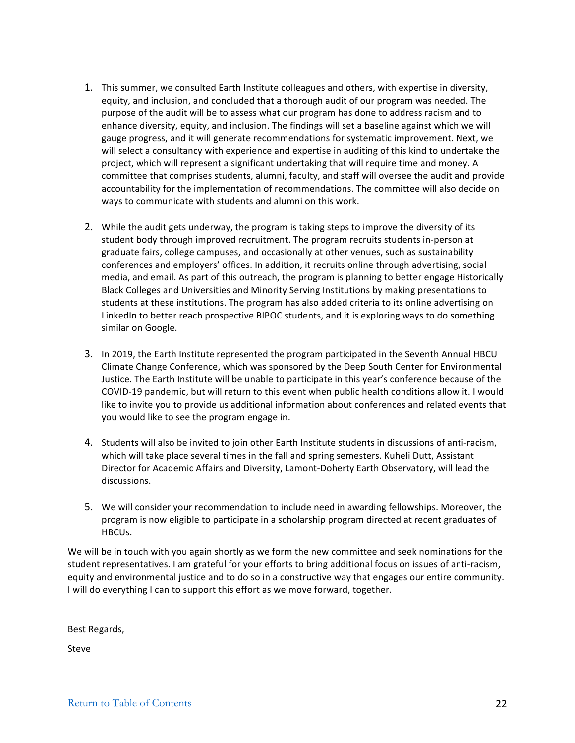1. This summer, we consulted Earth Institute colleagues and others, with expertise in diversity, equity, and inclusion, and concluded that a thorough audit of our program was needed. The purpose of the audit will be to assess what our program has done to address racism and to enhance diversity, equity, and inclusion. The findings will set a baseline against which we will gauge progress, and it will generate recommendations for systematic improvement. Next, we will select a consultancy with experience and expertise in auditing of this kind to undertake the project, which will represent a significant undertaking that will require time and money. A committee that comprises students, alumni, faculty, and staff will oversee the audit and provide accountability for the implementation of recommendations. The committee will also decide on ways to communicate with students and alumni on this work.

2. While the audit gets underway, the program is taking steps to improve the diversity of its student body through improved recruitment. The program recruits students in-person at graduate fairs, college campuses, and occasionally at other venues, such as sustainability conferences and employers' offices. In addition, it recruits online through advertising, social media, and email. As part of this outreach, the program is planning to better engage Historically Black Colleges and Universities and Minority Serving Institutions by making presentations to students at these institutions. The program has also added criteria to its online advertising on LinkedIn to better reach prospective BIPOC students, and it is exploring ways to do something similar on Google.

3. In 2019, the Earth Institute represented the program participated in the Seventh Annual HBCU Climate Change Conference, which was sponsored by the Deep South Center for Environmental Justice. The Earth Institute will be unable to participate in this year's conference because of the COVID-19 pandemic, but will return to this event when public health conditions allow it. I would like to invite you to provide us additional information about conferences and related events that you would like to see the program engage in.

4. Students will also be invited to join other Earth Institute students in discussions of anti-racism, which will take place several times in the fall and spring semesters. Kuheli Dutt, Assistant Director for Academic Affairs and Diversity, Lamont-Doherty Earth Observatory, will lead the discussions.

5. We will consider your recommendation to include need in awarding fellowships. Moreover, the program is now eligible to participate in a scholarship program directed at recent graduates of HBCUs.

We will be in touch with you again shortly as we form the new committee and seek nominations for the student representatives. I am grateful for your efforts to bring additional focus on issues of anti-racism, equity and environmental justice and to do so in a constructive way that engages our entire community. I will do everything I can to support this effort as we move forward, together.

Best Regards,

Steve

[Return to Table of Contents]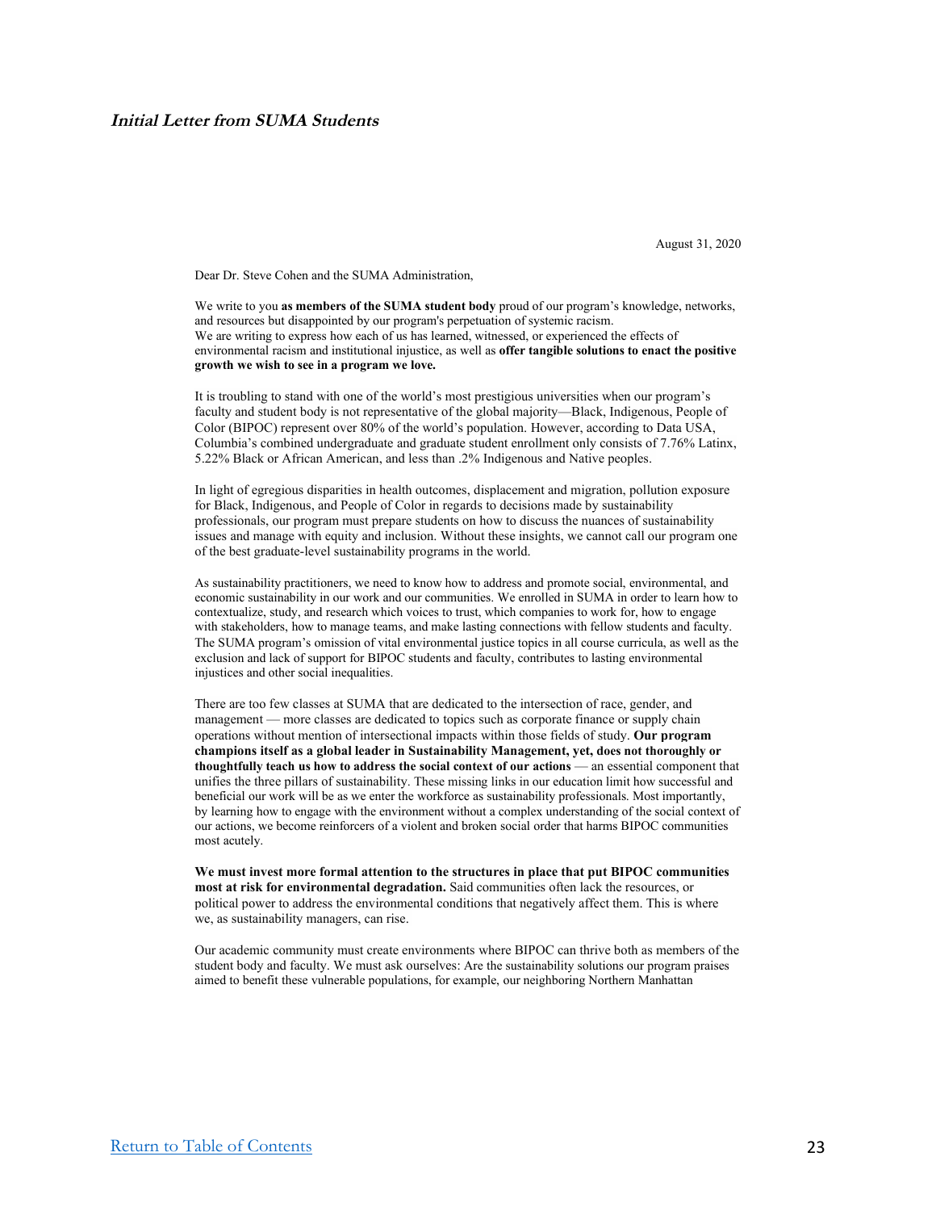### ***Initial Letter from SUMA Students***

August 31, 2020

Dear Dr. Steve Cohen and the SUMA Administration,

We write to you **as members of the SUMA student body** proud of our program's knowledge, networks, and resources but disappointed by our program's perpetuation of systemic racism.
We are writing to express how each of us has learned, witnessed, or experienced the effects of environmental racism and institutional injustice, as well as **offer tangible solutions to enact the positive growth we wish to see in a program we love.**

It is troubling to stand with one of the world's most prestigious universities when our program's faculty and student body is not representative of the global majority—Black, Indigenous, People of Color (BIPOC) represent over 80% of the world's population. However, according to Data USA, Columbia's combined undergraduate and graduate student enrollment only consists of 7.76% Latinx, 5.22% Black or African American, and less than .2% Indigenous and Native peoples.

In light of egregious disparities in health outcomes, displacement and migration, pollution exposure for Black, Indigenous, and People of Color in regards to decisions made by sustainability professionals, our program must prepare students on how to discuss the nuances of sustainability issues and manage with equity and inclusion. Without these insights, we cannot call our program one of the best graduate-level sustainability programs in the world.

As sustainability practitioners, we need to know how to address and promote social, environmental, and economic sustainability in our work and our communities. We enrolled in SUMA in order to learn how to contextualize, study, and research which voices to trust, which companies to work for, how to engage with stakeholders, how to manage teams, and make lasting connections with fellow students and faculty. The SUMA program's omission of vital environmental justice topics in all course curricula, as well as the exclusion and lack of support for BIPOC students and faculty, contributes to lasting environmental injustices and other social inequalities.

There are too few classes at SUMA that are dedicated to the intersection of race, gender, and management — more classes are dedicated to topics such as corporate finance or supply chain operations without mention of intersectional impacts within those fields of study. **Our program champions itself as a global leader in Sustainability Management, yet, does not thoroughly or thoughtfully teach us how to address the social context of our actions** — an essential component that unifies the three pillars of sustainability. These missing links in our education limit how successful and beneficial our work will be as we enter the workforce as sustainability professionals. Most importantly, by learning how to engage with the environment without a complex understanding of the social context of our actions, we become reinforcers of a violent and broken social order that harms BIPOC communities most acutely.

**We must invest more formal attention to the structures in place that put BIPOC communities most at risk for environmental degradation.** Said communities often lack the resources, or political power to address the environmental conditions that negatively affect them. This is where we, as sustainability managers, can rise.

Our academic community must create environments where BIPOC can thrive both as members of the student body and faculty. We must ask ourselves: Are the sustainability solutions our program praises aimed to benefit these vulnerable populations, for example, our neighboring Northern Manhattan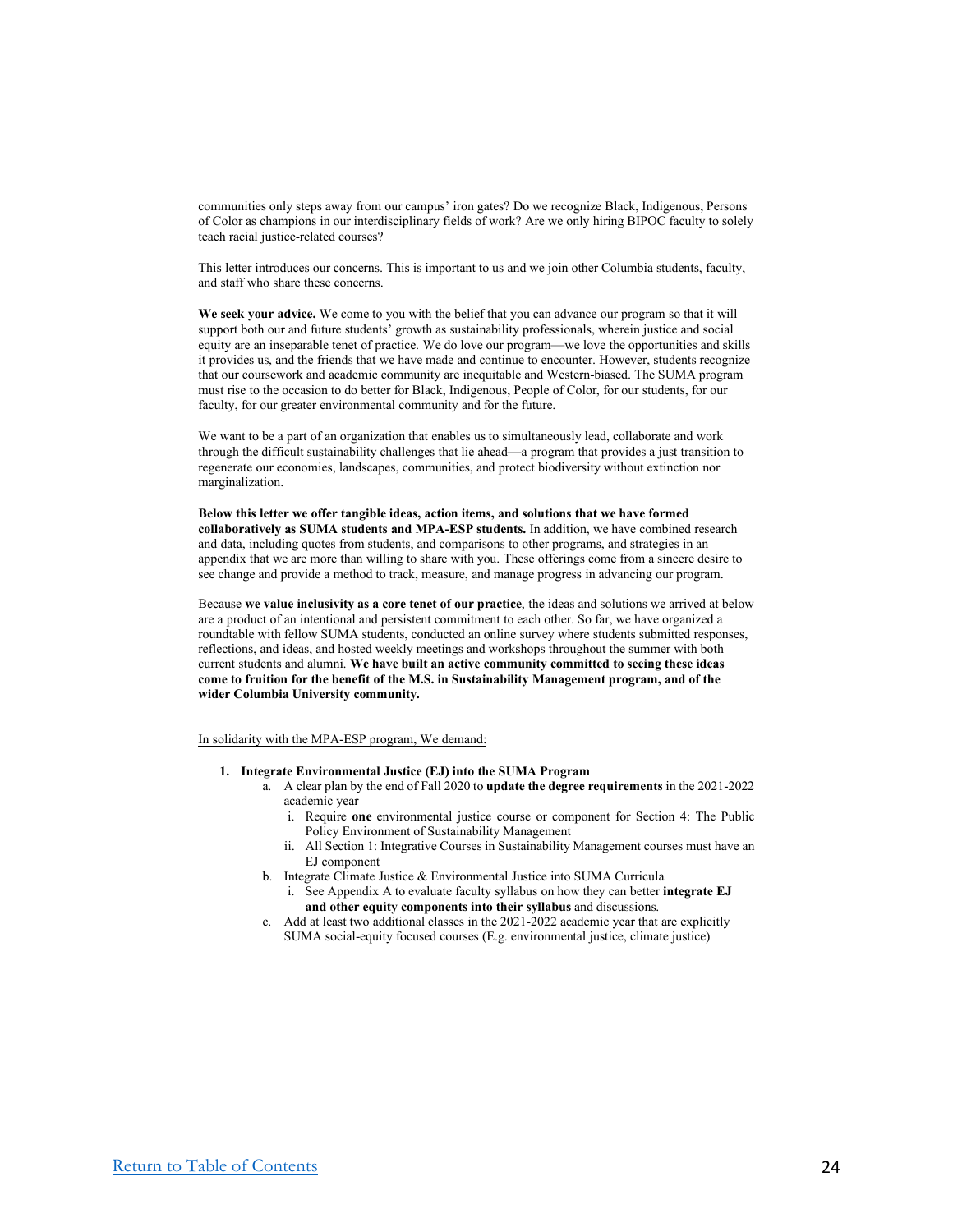communities only steps away from our campus' iron gates? Do we recognize Black, Indigenous, Persons of Color as champions in our interdisciplinary fields of work? Are we only hiring BIPOC faculty to solely teach racial justice-related courses?

This letter introduces our concerns. This is important to us and we join other Columbia students, faculty, and staff who share these concerns.

**We seek your advice.** We come to you with the belief that you can advance our program so that it will support both our and future students' growth as sustainability professionals, wherein justice and social equity are an inseparable tenet of practice. We do love our program—we love the opportunities and skills it provides us, and the friends that we have made and continue to encounter. However, students recognize that our coursework and academic community are inequitable and Western-biased. The SUMA program must rise to the occasion to do better for Black, Indigenous, People of Color, for our students, for our faculty, for our greater environmental community and for the future.

We want to be a part of an organization that enables us to simultaneously lead, collaborate and work through the difficult sustainability challenges that lie ahead—a program that provides a just transition to regenerate our economies, landscapes, communities, and protect biodiversity without extinction nor marginalization.

**Below this letter we offer tangible ideas, action items, and solutions that we have formed collaboratively as SUMA students and MPA-ESP students.** In addition, we have combined research and data, including quotes from students, and comparisons to other programs, and strategies in an appendix that we are more than willing to share with you. These offerings come from a sincere desire to see change and provide a method to track, measure, and manage progress in advancing our program.

Because **we value inclusivity as a core tenet of our practice**, the ideas and solutions we arrived at below are a product of an intentional and persistent commitment to each other. So far, we have organized a roundtable with fellow SUMA students, conducted an online survey where students submitted responses, reflections, and ideas, and hosted weekly meetings and workshops throughout the summer with both current students and alumni. **We have built an active community committed to seeing these ideas come to fruition for the benefit of the M.S. in Sustainability Management program, and of the wider Columbia University community.**

<u>In solidarity with the MPA-ESP program, We demand:</u>

1. **Integrate Environmental Justice (EJ) into the SUMA Program**
   a. A clear plan by the end of Fall 2020 to **update the degree requirements** in the 2021-2022 academic year
      i. Require **one** environmental justice course or component for Section 4: The Public Policy Environment of Sustainability Management
      ii. All Section 1: Integrative Courses in Sustainability Management courses must have an EJ component
   b. Integrate Climate Justice & Environmental Justice into SUMA Curricula
      i. See Appendix A to evaluate faculty syllabus on how they can better **integrate EJ and other equity components into their syllabus** and discussions.
   c. Add at least two additional classes in the 2021-2022 academic year that are explicitly SUMA social-equity focused courses (E.g. environmental justice, climate justice)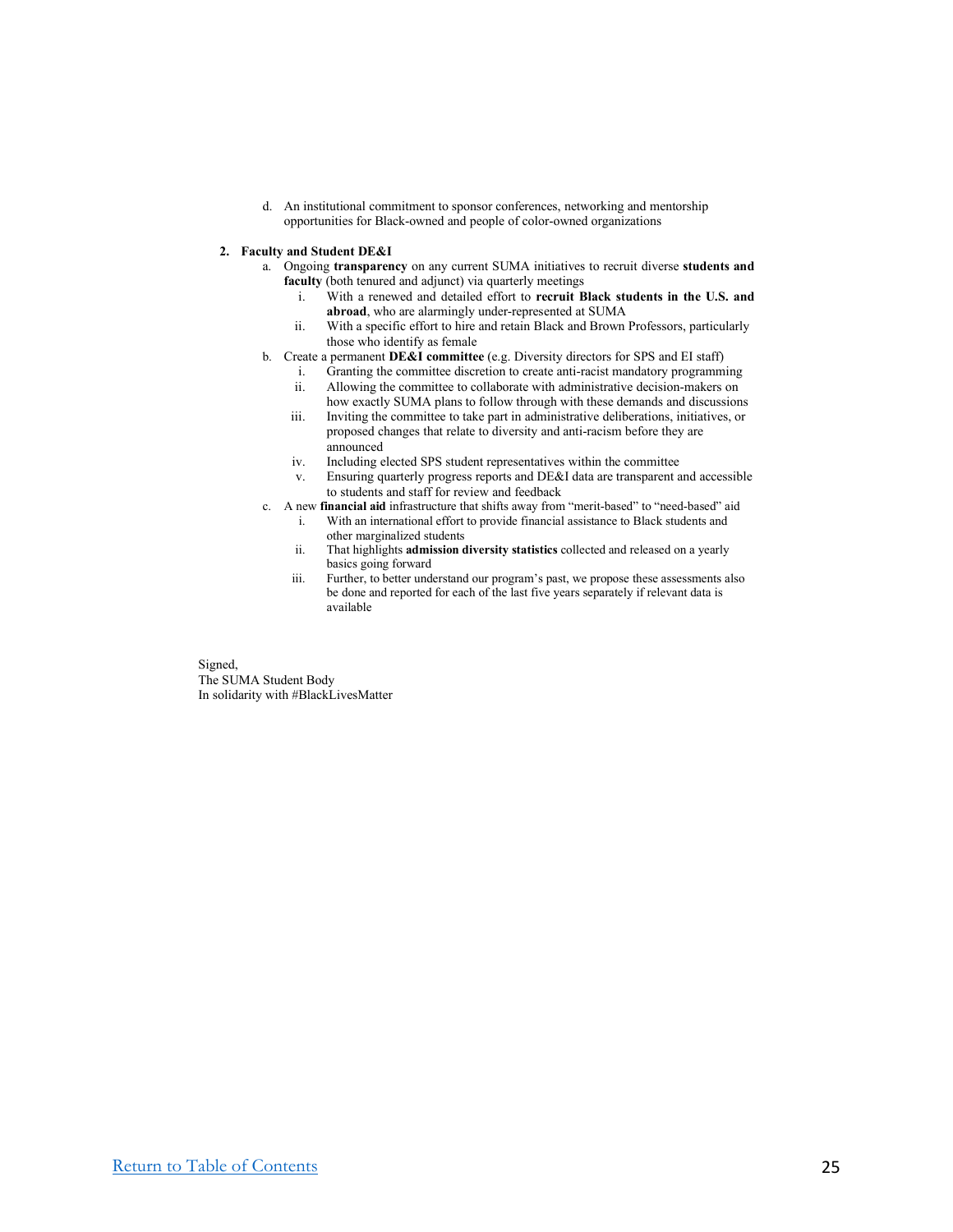d. An institutional commitment to sponsor conferences, networking and mentorship opportunities for Black-owned and people of color-owned organizations

**2. Faculty and Student DE&I**

a. Ongoing **transparency** on any current SUMA initiatives to recruit diverse **students and faculty** (both tenured and adjunct) via quarterly meetings
   - i. With a renewed and detailed effort to **recruit Black students in the U.S. and abroad**, who are alarmingly under-represented at SUMA
   - ii. With a specific effort to hire and retain Black and Brown Professors, particularly those who identify as female

b. Create a permanent **DE&I committee** (e.g. Diversity directors for SPS and EI staff)
   - i. Granting the committee discretion to create anti-racist mandatory programming
   - ii. Allowing the committee to collaborate with administrative decision-makers on how exactly SUMA plans to follow through with these demands and discussions
   - iii. Inviting the committee to take part in administrative deliberations, initiatives, or proposed changes that relate to diversity and anti-racism before they are announced
   - iv. Including elected SPS student representatives within the committee
   - v. Ensuring quarterly progress reports and DE&I data are transparent and accessible to students and staff for review and feedback

c. A new **financial aid** infrastructure that shifts away from "merit-based" to "need-based" aid
   - i. With an international effort to provide financial assistance to Black students and other marginalized students
   - ii. That highlights **admission diversity statistics** collected and released on a yearly basics going forward
   - iii. Further, to better understand our program's past, we propose these assessments also be done and reported for each of the last five years separately if relevant data is available

Signed,
The SUMA Student Body
In solidarity with #BlackLivesMatter

Return to Table of Contents